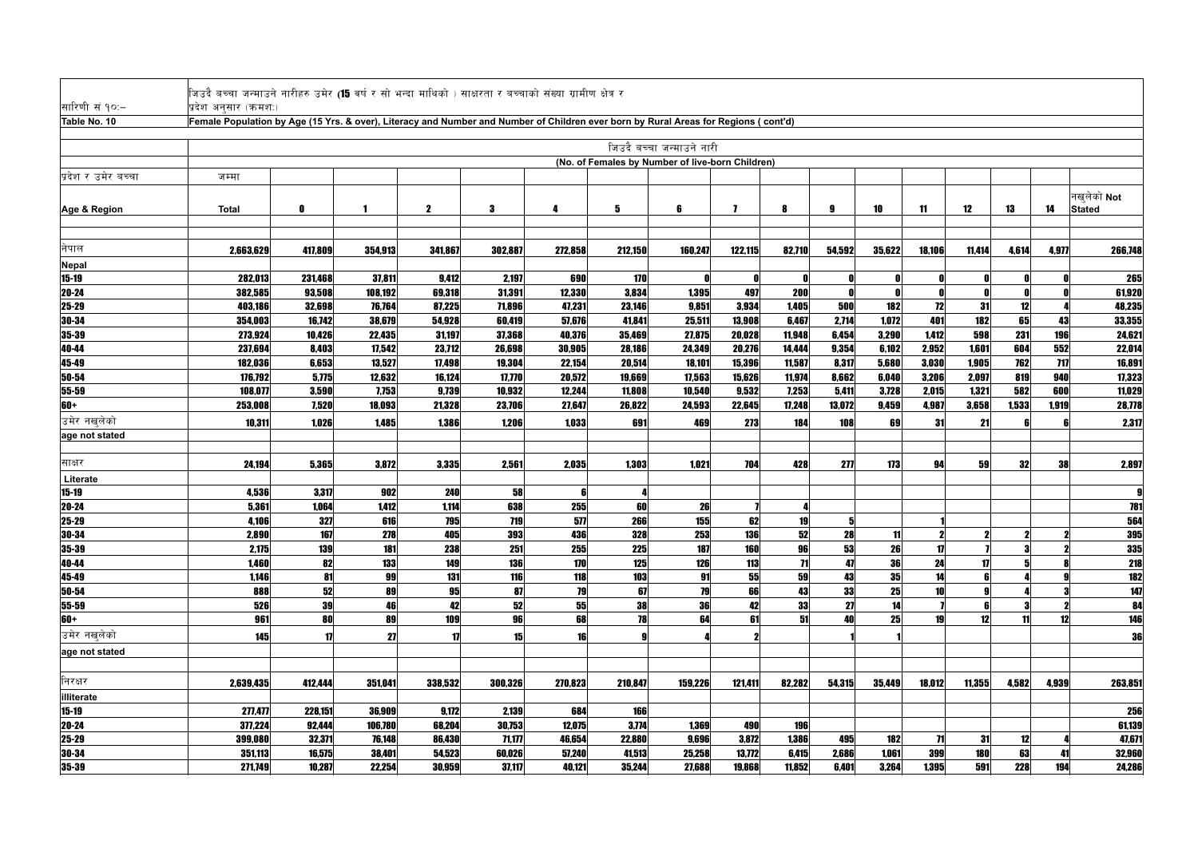सारिणी सं १०:– जिउदै बच्चा जन्माउने नारीहरु उमेर (15 वर्ष र सो भन्दा माथिको ) साक्षरता र बच्चाको संख्या ग्रामीण क्षेत्र र प्रदेश अनुसार (क्रमशः)

**Table No. 10** Female Population by Age (15 Yrs. & over), Literacy and Number and Number of Children ever born by Rural Areas for Regions ( cont'd)

| प्रदेश र उमेर बच्चा | जम्मा | जिउदै बच्चा जन्माउने नारी (No. of Females by Number of live-born Children) | | | | | | | | | | | | | | | |
|---|---|---|---|---|---|---|---|---|---|---|---|---|---|---|---|---|---|
| Age & Region | Total | 0 | 1 | 2 | 3 | 4 | 5 | 6 | 7 | 8 | 9 | 10 | 11 | 12 | 13 | 14 | नखुलेको Not Stated |
| नेपाल | 2,663,629 | 417,809 | 354,913 | 341,867 | 302,887 | 272,858 | 212,150 | 160,247 | 122,115 | 82,710 | 54,592 | 35,622 | 18,106 | 11,414 | 4,614 | 4,977 | 266,748 |
| Nepal | | | | | | | | | | | | | | | | | |
| 15-19 | 282,013 | 231,468 | 37,811 | 9,412 | 2,197 | 690 | 170 | 0 | 0 | 0 | 0 | 0 | 0 | 0 | 0 | 0 | 265 |
| 20-24 | 382,585 | 93,508 | 108,192 | 69,318 | 31,391 | 12,330 | 3,834 | 1,395 | 497 | 200 | 0 | 0 | 0 | 0 | 0 | 0 | 61,920 |
| 25-29 | 403,186 | 32,698 | 76,764 | 87,225 | 71,896 | 47,231 | 23,146 | 9,851 | 3,934 | 1,405 | 500 | 182 | 72 | 31 | 12 | 4 | 48,235 |
| 30-34 | 354,003 | 16,742 | 38,679 | 54,928 | 60,419 | 57,676 | 41,841 | 25,511 | 13,908 | 6,467 | 2,714 | 1,072 | 401 | 182 | 65 | 43 | 33,355 |
| 35-39 | 273,924 | 10,426 | 22,435 | 31,197 | 37,368 | 40,376 | 35,469 | 27,875 | 20,028 | 11,948 | 6,454 | 3,290 | 1,412 | 598 | 231 | 196 | 24,621 |
| 40-44 | 237,694 | 8,403 | 17,542 | 23,712 | 26,698 | 30,905 | 28,186 | 24,349 | 20,276 | 14,444 | 9,354 | 6,102 | 2,952 | 1,601 | 604 | 552 | 22,014 |
| 45-49 | 182,036 | 6,653 | 13,527 | 17,498 | 19,304 | 22,154 | 20,514 | 18,101 | 15,396 | 11,587 | 8,317 | 5,680 | 3,030 | 1,905 | 762 | 717 | 16,891 |
| 50-54 | 176,792 | 5,775 | 12,632 | 16,124 | 17,770 | 20,572 | 19,669 | 17,563 | 15,626 | 11,974 | 8,662 | 6,040 | 3,206 | 2,097 | 819 | 940 | 17,323 |
| 55-59 | 108,077 | 3,590 | 7,753 | 9,739 | 10,932 | 12,244 | 11,808 | 10,540 | 9,532 | 7,253 | 5,411 | 3,728 | 2,015 | 1,321 | 582 | 600 | 11,029 |
| 60+ | 253,008 | 7,520 | 18,093 | 21,328 | 23,706 | 27,647 | 26,822 | 24,593 | 22,645 | 17,248 | 13,072 | 9,459 | 4,987 | 3,658 | 1,533 | 1,919 | 28,778 |
| उमेर नखुलेको | 10,311 | 1,026 | 1,485 | 1,386 | 1,206 | 1,033 | 691 | 469 | 273 | 184 | 108 | 69 | 31 | 21 | 6 | 6 | 2,317 |
| age not stated | | | | | | | | | | | | | | | | | |
| साक्षर | 24,194 | 5,365 | 3,872 | 3,335 | 2,561 | 2,035 | 1,303 | 1,021 | 704 | 428 | 277 | 173 | 94 | 59 | 32 | 38 | 2,897 |
| Literate | | | | | | | | | | | | | | | | | |
| 15-19 | 4,536 | 3,317 | 902 | 240 | 58 | 6 | 4 | | | | | | | | | | 9 |
| 20-24 | 5,361 | 1,064 | 1,412 | 1,114 | 638 | 255 | 60 | 26 | 7 | 4 | | | | | | | 781 |
| 25-29 | 4,106 | 327 | 616 | 795 | 719 | 577 | 266 | 155 | 62 | 19 | 5 | | 1 | | | | 564 |
| 30-34 | 2,890 | 167 | 278 | 405 | 393 | 436 | 328 | 253 | 136 | 52 | 28 | 11 | 2 | 2 | 2 | 2 | 395 |
| 35-39 | 2,175 | 139 | 181 | 238 | 251 | 255 | 225 | 187 | 160 | 96 | 53 | 26 | 17 | 7 | 3 | 2 | 335 |
| 40-44 | 1,460 | 82 | 133 | 149 | 136 | 170 | 125 | 126 | 113 | 71 | 47 | 36 | 24 | 17 | 5 | 8 | 218 |
| 45-49 | 1,146 | 81 | 99 | 131 | 116 | 118 | 103 | 91 | 55 | 59 | 43 | 35 | 14 | 6 | 4 | 9 | 182 |
| 50-54 | 888 | 52 | 89 | 95 | 87 | 79 | 67 | 79 | 66 | 43 | 33 | 25 | 10 | 9 | 4 | 3 | 147 |
| 55-59 | 526 | 39 | 46 | 42 | 52 | 55 | 38 | 36 | 42 | 33 | 27 | 14 | 7 | 6 | 3 | 2 | 84 |
| 60+ | 961 | 80 | 89 | 109 | 96 | 68 | 78 | 64 | 61 | 51 | 40 | 25 | 19 | 12 | 11 | 12 | 146 |
| उमेर नखुलेको | 145 | 17 | 27 | 17 | 15 | 16 | 9 | 4 | 2 | | 1 | 1 | | | | | 36 |
| age not stated | | | | | | | | | | | | | | | | | |
| निरक्षर | 2,639,435 | 412,444 | 351,041 | 338,532 | 300,326 | 270,823 | 210,847 | 159,226 | 121,411 | 82,282 | 54,315 | 35,449 | 18,012 | 11,355 | 4,582 | 4,939 | 263,851 |
| illiterate | | | | | | | | | | | | | | | | | |
| 15-19 | 277,477 | 228,151 | 36,909 | 9,172 | 2,139 | 684 | 166 | | | | | | | | | | 256 |
| 20-24 | 377,224 | 92,444 | 106,780 | 68,204 | 30,753 | 12,075 | 3,774 | 1,369 | 490 | 196 | | | | | | | 61,139 |
| 25-29 | 399,080 | 32,371 | 76,148 | 86,430 | 71,177 | 46,654 | 22,880 | 9,696 | 3,872 | 1,386 | 495 | 182 | 71 | 31 | 12 | 4 | 47,671 |
| 30-34 | 351,113 | 16,575 | 38,401 | 54,523 | 60,026 | 57,240 | 41,513 | 25,258 | 13,772 | 6,415 | 2,686 | 1,061 | 399 | 180 | 63 | 41 | 32,960 |
| 35-39 | 271,749 | 10,287 | 22,254 | 30,959 | 37,117 | 40,121 | 35,244 | 27,688 | 19,868 | 11,852 | 6,401 | 3,264 | 1,395 | 591 | 228 | 194 | 24,286 |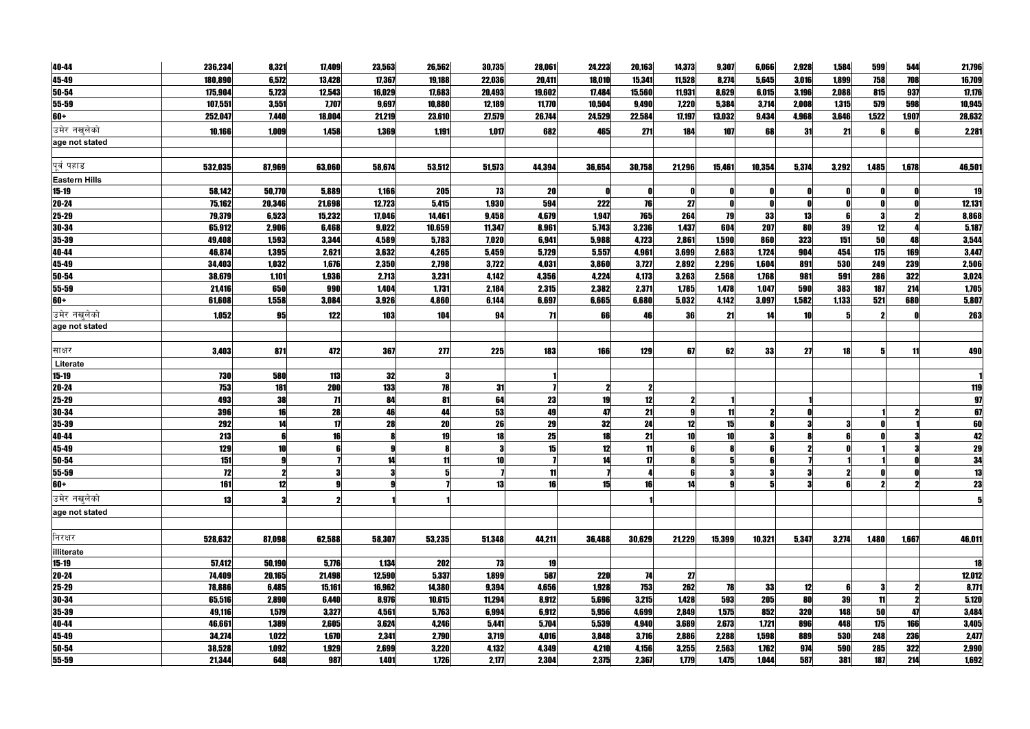| | | | | | | | | | | | | | | | | | |
|---|---|---|---|---|---|---|---|---|---|---|---|---|---|---|---|---|---|
| 40-44 | 236,234 | 8,321 | 17,409 | 23,563 | 26,562 | 30,735 | 28,061 | 24,223 | 20,163 | 14,373 | 9,307 | 6,066 | 2,928 | 1,584 | 599 | 544 | 21,796 |
| 45-49 | 180,890 | 6,572 | 13,428 | 17,367 | 19,188 | 22,036 | 20,411 | 18,010 | 15,341 | 11,528 | 8,274 | 5,645 | 3,016 | 1,899 | 758 | 708 | 16,709 |
| 50-54 | 175,904 | 5,723 | 12,543 | 16,029 | 17,683 | 20,493 | 19,602 | 17,484 | 15,560 | 11,931 | 8,629 | 6,015 | 3,196 | 2,088 | 815 | 937 | 17,176 |
| 55-59 | 107,551 | 3,551 | 7,707 | 9,697 | 10,880 | 12,189 | 11,770 | 10,504 | 9,490 | 7,220 | 5,384 | 3,714 | 2,008 | 1,315 | 579 | 598 | 10,945 |
| 60+ | 252,047 | 7,440 | 18,004 | 21,219 | 23,610 | 27,579 | 26,744 | 24,529 | 22,584 | 17,197 | 13,032 | 9,434 | 4,968 | 3,646 | 1,522 | 1,907 | 28,632 |
| उमेर नखुलेको | 10,166 | 1,009 | 1,458 | 1,369 | 1,191 | 1,017 | 682 | 465 | 271 | 184 | 107 | 68 | 31 | 21 | 6 | 6 | 2,281 |
| age not stated | | | | | | | | | | | | | | | | | |
| | | | | | | | | | | | | | | | | | |
| पूर्व पहाड | 532,035 | 87,969 | 63,060 | 58,674 | 53,512 | 51,573 | 44,394 | 36,654 | 30,758 | 21,296 | 15,461 | 10,354 | 5,374 | 3,292 | 1,485 | 1,678 | 46,501 |
| Eastern Hills | | | | | | | | | | | | | | | | | |
| 15-19 | 58,142 | 50,770 | 5,889 | 1,166 | 205 | 73 | 20 | 0 | 0 | 0 | 0 | 0 | 0 | 0 | 0 | 0 | 19 |
| 20-24 | 75,162 | 20,346 | 21,698 | 12,723 | 5,415 | 1,930 | 594 | 222 | 76 | 27 | 0 | 0 | 0 | 0 | 0 | 0 | 12,131 |
| 25-29 | 79,379 | 6,523 | 15,232 | 17,046 | 14,461 | 9,458 | 4,679 | 1,947 | 765 | 264 | 79 | 33 | 13 | 6 | 3 | 2 | 8,868 |
| 30-34 | 65,912 | 2,906 | 6,468 | 9,022 | 10,659 | 11,347 | 8,961 | 5,743 | 3,236 | 1,437 | 604 | 207 | 80 | 39 | 12 | 4 | 5,187 |
| 35-39 | 49,408 | 1,593 | 3,344 | 4,589 | 5,783 | 7,020 | 6,941 | 5,988 | 4,723 | 2,861 | 1,590 | 860 | 323 | 151 | 50 | 48 | 3,544 |
| 40-44 | 46,874 | 1,395 | 2,621 | 3,632 | 4,265 | 5,459 | 5,729 | 5,557 | 4,961 | 3,699 | 2,683 | 1,724 | 904 | 454 | 175 | 169 | 3,447 |
| 45-49 | 34,403 | 1,032 | 1,676 | 2,350 | 2,798 | 3,722 | 4,031 | 3,860 | 3,727 | 2,892 | 2,296 | 1,604 | 891 | 530 | 249 | 239 | 2,506 |
| 50-54 | 38,679 | 1,101 | 1,936 | 2,713 | 3,231 | 4,142 | 4,356 | 4,224 | 4,173 | 3,263 | 2,568 | 1,768 | 981 | 591 | 286 | 322 | 3,024 |
| 55-59 | 21,416 | 650 | 990 | 1,404 | 1,731 | 2,184 | 2,315 | 2,382 | 2,371 | 1,785 | 1,478 | 1,047 | 590 | 383 | 187 | 214 | 1,705 |
| 60+ | 61,608 | 1,558 | 3,084 | 3,926 | 4,860 | 6,144 | 6,697 | 6,665 | 6,680 | 5,032 | 4,142 | 3,097 | 1,582 | 1,133 | 521 | 680 | 5,807 |
| उमेर नखुलेको | 1,052 | 95 | 122 | 103 | 104 | 94 | 71 | 66 | 46 | 36 | 21 | 14 | 10 | 5 | 2 | 0 | 263 |
| age not stated | | | | | | | | | | | | | | | | | |
| | | | | | | | | | | | | | | | | | |
| साक्षर | 3,403 | 871 | 472 | 367 | 277 | 225 | 183 | 166 | 129 | 67 | 62 | 33 | 27 | 18 | 5 | 11 | 490 |
| Literate | | | | | | | | | | | | | | | | | |
| 15-19 | 730 | 580 | 113 | 32 | 3 | | 1 | | | | | | | | | | 1 |
| 20-24 | 753 | 181 | 200 | 133 | 78 | 31 | 7 | 2 | 2 | | | | | | | | 119 |
| 25-29 | 493 | 38 | 71 | 84 | 81 | 64 | 23 | 19 | 12 | 2 | 1 | | 1 | | | | 97 |
| 30-34 | 396 | 16 | 28 | 46 | 44 | 53 | 49 | 47 | 21 | 9 | 11 | 2 | 0 | | 1 | 2 | 67 |
| 35-39 | 292 | 14 | 17 | 28 | 20 | 26 | 29 | 32 | 24 | 12 | 15 | 8 | 3 | 3 | 0 | 1 | 60 |
| 40-44 | 213 | 6 | 16 | 8 | 19 | 18 | 25 | 18 | 21 | 10 | 10 | 3 | 8 | 6 | 0 | 3 | 42 |
| 45-49 | 129 | 10 | 6 | 9 | 8 | 3 | 15 | 12 | 11 | 6 | 8 | 6 | 2 | 0 | 1 | 3 | 29 |
| 50-54 | 151 | 9 | 7 | 14 | 11 | 10 | 7 | 14 | 17 | 8 | 5 | 6 | 7 | 1 | 1 | 0 | 34 |
| 55-59 | 72 | 2 | 3 | 3 | 5 | 7 | 11 | 7 | 4 | 6 | 3 | 3 | 3 | 2 | 0 | 0 | 13 |
| 60+ | 161 | 12 | 9 | 9 | 7 | 13 | 16 | 15 | 16 | 14 | 9 | 5 | 3 | 6 | 2 | 2 | 23 |
| उमेर नखुलेको | 13 | 3 | 2 | 1 | 1 | | | | 1 | | | | | | | | 5 |
| age not stated | | | | | | | | | | | | | | | | | |
| | | | | | | | | | | | | | | | | | |
| निरक्षर | 528,632 | 87,098 | 62,588 | 58,307 | 53,235 | 51,348 | 44,211 | 36,488 | 30,629 | 21,229 | 15,399 | 10,321 | 5,347 | 3,274 | 1,480 | 1,667 | 46,011 |
| illiterate | | | | | | | | | | | | | | | | | |
| 15-19 | 57,412 | 50,190 | 5,776 | 1,134 | 202 | 73 | 19 | | | | | | | | | | 18 |
| 20-24 | 74,409 | 20,165 | 21,498 | 12,590 | 5,337 | 1,899 | 587 | 220 | 74 | 27 | | | | | | | 12,012 |
| 25-29 | 78,886 | 6,485 | 15,161 | 16,962 | 14,380 | 9,394 | 4,656 | 1,928 | 753 | 262 | 78 | 33 | 12 | 6 | 3 | 2 | 8,771 |
| 30-34 | 65,516 | 2,890 | 6,440 | 8,976 | 10,615 | 11,294 | 8,912 | 5,696 | 3,215 | 1,428 | 593 | 205 | 80 | 39 | 11 | 2 | 5,120 |
| 35-39 | 49,116 | 1,579 | 3,327 | 4,561 | 5,763 | 6,994 | 6,912 | 5,956 | 4,699 | 2,849 | 1,575 | 852 | 320 | 148 | 50 | 47 | 3,484 |
| 40-44 | 46,661 | 1,389 | 2,605 | 3,624 | 4,246 | 5,441 | 5,704 | 5,539 | 4,940 | 3,689 | 2,673 | 1,721 | 896 | 448 | 175 | 166 | 3,405 |
| 45-49 | 34,274 | 1,022 | 1,670 | 2,341 | 2,790 | 3,719 | 4,016 | 3,848 | 3,716 | 2,886 | 2,288 | 1,598 | 889 | 530 | 248 | 236 | 2,477 |
| 50-54 | 38,528 | 1,092 | 1,929 | 2,699 | 3,220 | 4,132 | 4,349 | 4,210 | 4,156 | 3,255 | 2,563 | 1,762 | 974 | 590 | 285 | 322 | 2,990 |
| 55-59 | 21,344 | 648 | 987 | 1,401 | 1,726 | 2,177 | 2,304 | 2,375 | 2,367 | 1,779 | 1,475 | 1,044 | 587 | 381 | 187 | 214 | 1,692 |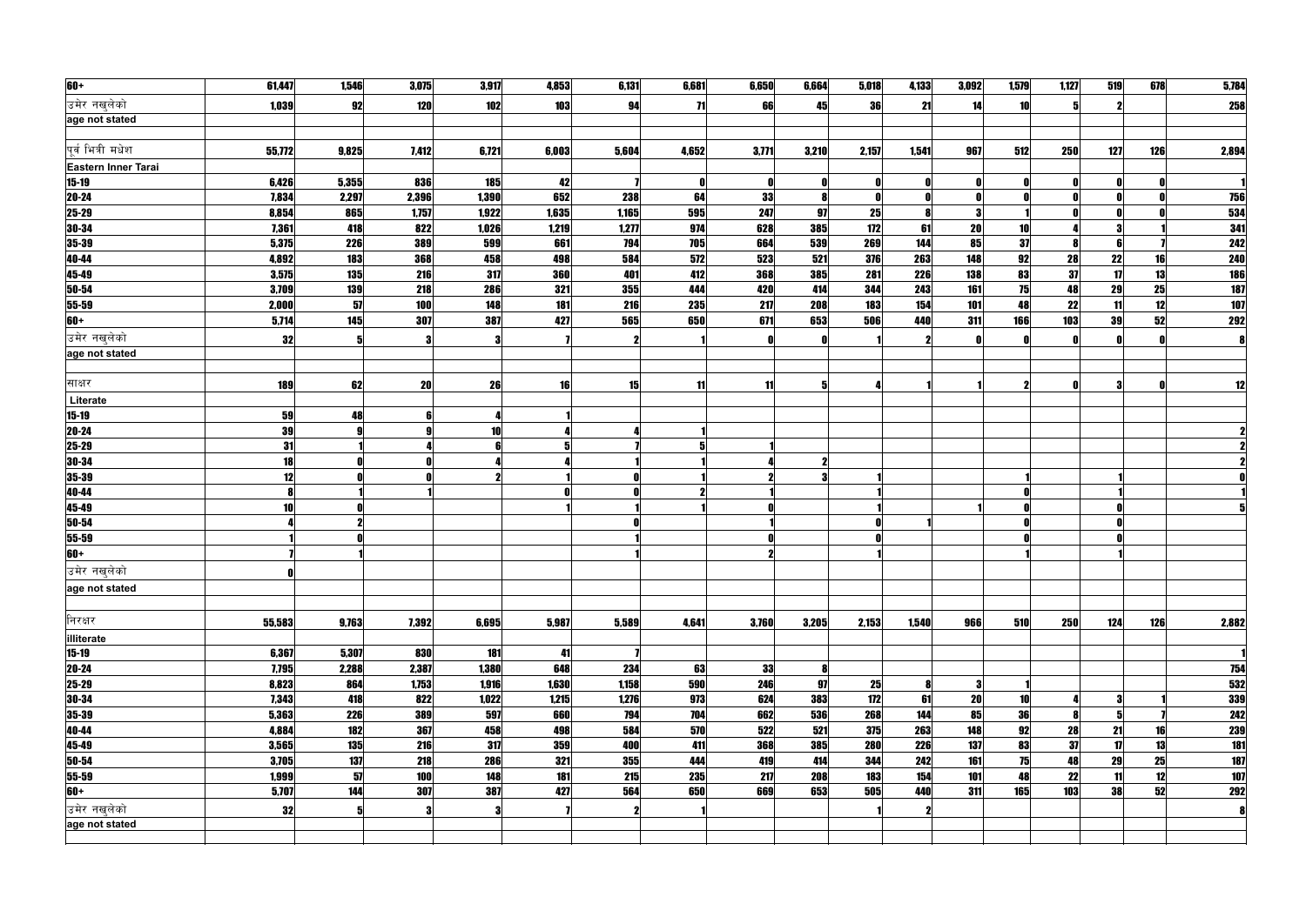| | | | | | | | | | | | | | | | | | |
|---|---|---|---|---|---|---|---|---|---|---|---|---|---|---|---|---|---|
| 60+ | 61,447 | 1,546 | 3,075 | 3,917 | 4,853 | 6,131 | 6,681 | 6,650 | 6,664 | 5,018 | 4,133 | 3,092 | 1,579 | 1,127 | 519 | 678 | 5,784 |
| उमेर नखुलेको | 1,039 | 92 | 120 | 102 | 103 | 94 | 71 | 66 | 45 | 36 | 21 | 14 | 10 | 5 | 2 | | 258 |
| age not stated | | | | | | | | | | | | | | | | | |
| | | | | | | | | | | | | | | | | | |
| पूर्व भित्री मधेश | 55,772 | 9,825 | 7,412 | 6,721 | 6,003 | 5,604 | 4,652 | 3,771 | 3,210 | 2,157 | 1,541 | 967 | 512 | 250 | 127 | 126 | 2,894 |
| Eastern Inner Tarai | | | | | | | | | | | | | | | | | |
| 15-19 | 6,426 | 5,355 | 836 | 185 | 42 | 7 | 0 | 0 | 0 | 0 | 0 | 0 | 0 | 0 | 0 | 0 | 1 |
| 20-24 | 7,834 | 2,297 | 2,396 | 1,390 | 652 | 238 | 64 | 33 | 8 | 0 | 0 | 0 | 0 | 0 | 0 | 0 | 756 |
| 25-29 | 8,854 | 865 | 1,757 | 1,922 | 1,635 | 1,165 | 595 | 247 | 97 | 25 | 8 | 3 | 1 | 0 | 0 | 0 | 534 |
| 30-34 | 7,361 | 418 | 822 | 1,026 | 1,219 | 1,277 | 974 | 628 | 385 | 172 | 61 | 20 | 10 | 4 | 3 | 1 | 341 |
| 35-39 | 5,375 | 226 | 389 | 599 | 661 | 794 | 705 | 664 | 539 | 269 | 144 | 85 | 37 | 8 | 6 | 7 | 242 |
| 40-44 | 4,892 | 183 | 368 | 458 | 498 | 584 | 572 | 523 | 521 | 376 | 263 | 148 | 92 | 28 | 22 | 16 | 240 |
| 45-49 | 3,575 | 135 | 216 | 317 | 360 | 401 | 412 | 368 | 385 | 281 | 226 | 138 | 83 | 37 | 17 | 13 | 186 |
| 50-54 | 3,709 | 139 | 218 | 286 | 321 | 355 | 444 | 420 | 414 | 344 | 243 | 161 | 75 | 48 | 29 | 25 | 187 |
| 55-59 | 2,000 | 57 | 100 | 148 | 181 | 216 | 235 | 217 | 208 | 183 | 154 | 101 | 48 | 22 | 11 | 12 | 107 |
| 60+ | 5,714 | 145 | 307 | 387 | 427 | 565 | 650 | 671 | 653 | 506 | 440 | 311 | 166 | 103 | 39 | 52 | 292 |
| उमेर नखुलेको | 32 | 5 | 3 | 3 | 7 | 2 | 1 | 0 | 0 | 1 | 2 | 0 | 0 | 0 | 0 | 0 | 8 |
| age not stated | | | | | | | | | | | | | | | | | |
| | | | | | | | | | | | | | | | | | |
| साक्षर | 189 | 62 | 20 | 26 | 16 | 15 | 11 | 11 | 5 | 4 | 1 | 1 | 2 | 0 | 3 | 0 | 12 |
| Literate | | | | | | | | | | | | | | | | | |
| 15-19 | 59 | 48 | 6 | 4 | 1 | | | | | | | | | | | | |
| 20-24 | 39 | 9 | 9 | 10 | 4 | 4 | 1 | | | | | | | | | | 2 |
| 25-29 | 31 | 1 | 4 | 6 | 5 | 7 | 5 | 1 | | | | | | | | | 2 |
| 30-34 | 18 | 0 | 0 | 4 | 4 | 1 | 1 | 4 | 2 | | | | | | | | 2 |
| 35-39 | 12 | 0 | 0 | 2 | 1 | 0 | 1 | 2 | 3 | 1 | | | 1 | | 1 | | 0 |
| 40-44 | 8 | 1 | 1 | | 0 | 0 | 2 | 1 | | 1 | | | 0 | | 1 | | 1 |
| 45-49 | 10 | 0 | | | 1 | 1 | 1 | 0 | | 1 | | 1 | 0 | | 0 | | 5 |
| 50-54 | 4 | 2 | | | | 0 | | 1 | | 0 | 1 | | 0 | | 0 | | |
| 55-59 | 1 | 0 | | | | 1 | | 0 | | 0 | | | 0 | | 0 | | |
| 60+ | 7 | 1 | | | | 1 | | 2 | | 1 | | | 1 | | 1 | | |
| उमेर नखुलेको | 0 | | | | | | | | | | | | | | | | |
| age not stated | | | | | | | | | | | | | | | | | |
| | | | | | | | | | | | | | | | | | |
| निरक्षर | 55,583 | 9,763 | 7,392 | 6,695 | 5,987 | 5,589 | 4,641 | 3,760 | 3,205 | 2,153 | 1,540 | 966 | 510 | 250 | 124 | 126 | 2,882 |
| illiterate | | | | | | | | | | | | | | | | | |
| 15-19 | 6,367 | 5,307 | 830 | 181 | 41 | 7 | | | | | | | | | | | 1 |
| 20-24 | 7,795 | 2,288 | 2,387 | 1,380 | 648 | 234 | 63 | 33 | 8 | | | | | | | | 754 |
| 25-29 | 8,823 | 864 | 1,753 | 1,916 | 1,630 | 1,158 | 590 | 246 | 97 | 25 | 8 | 3 | 1 | | | | 532 |
| 30-34 | 7,343 | 418 | 822 | 1,022 | 1,215 | 1,276 | 973 | 624 | 383 | 172 | 61 | 20 | 10 | 4 | 3 | 1 | 339 |
| 35-39 | 5,363 | 226 | 389 | 597 | 660 | 794 | 704 | 662 | 536 | 268 | 144 | 85 | 36 | 8 | 5 | 7 | 242 |
| 40-44 | 4,884 | 182 | 367 | 458 | 498 | 584 | 570 | 522 | 521 | 375 | 263 | 148 | 92 | 28 | 21 | 16 | 239 |
| 45-49 | 3,565 | 135 | 216 | 317 | 359 | 400 | 411 | 368 | 385 | 280 | 226 | 137 | 83 | 37 | 17 | 13 | 181 |
| 50-54 | 3,705 | 137 | 218 | 286 | 321 | 355 | 444 | 419 | 414 | 344 | 242 | 161 | 75 | 48 | 29 | 25 | 187 |
| 55-59 | 1,999 | 57 | 100 | 148 | 181 | 215 | 235 | 217 | 208 | 183 | 154 | 101 | 48 | 22 | 11 | 12 | 107 |
| 60+ | 5,707 | 144 | 307 | 387 | 427 | 564 | 650 | 669 | 653 | 505 | 440 | 311 | 165 | 103 | 38 | 52 | 292 |
| उमेर नखुलेको | 32 | 5 | 3 | 3 | 7 | 2 | 1 | | | 1 | 2 | | | | | | 8 |
| age not stated | | | | | | | | | | | | | | | | | |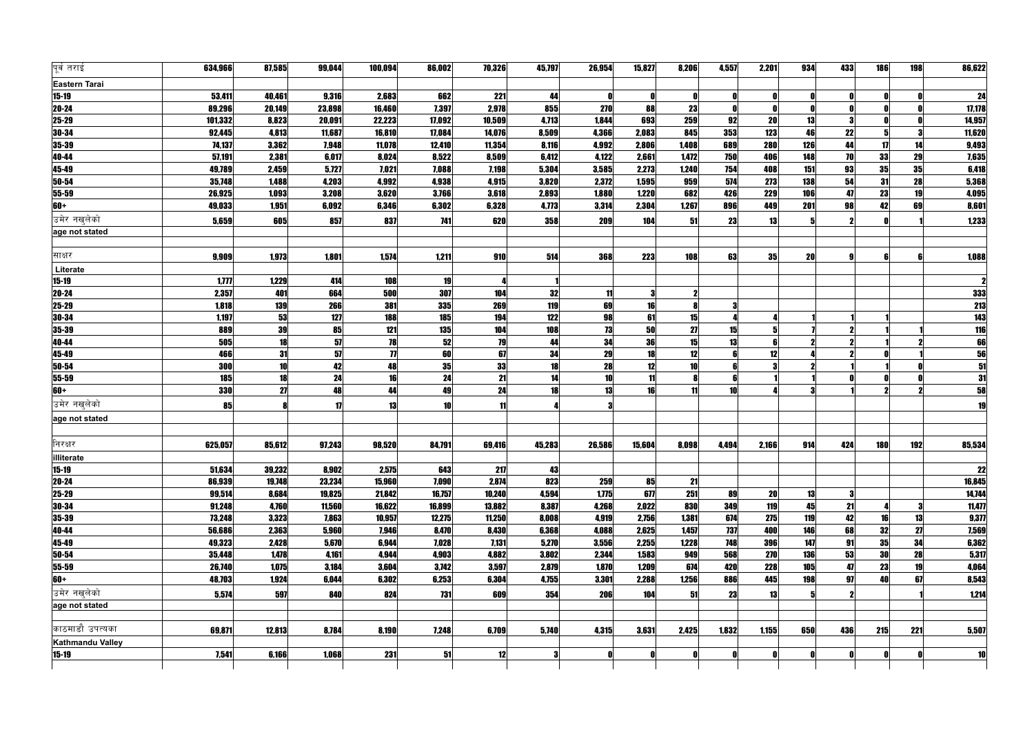| | | | | | | | | | | | | | | | | | |
|---|---|---|---|---|---|---|---|---|---|---|---|---|---|---|---|---|---|
| पूर्व तराई | 634,966 | 87,585 | 99,044 | 100,094 | 86,002 | 70,326 | 45,797 | 26,954 | 15,827 | 8,206 | 4,557 | 2,201 | 934 | 433 | 186 | 198 | 86,622 |
| Eastern Tarai | | | | | | | | | | | | | | | | | |
| 15-19 | 53,411 | 40,461 | 9,316 | 2,683 | 662 | 221 | 44 | 0 | 0 | 0 | 0 | 0 | 0 | 0 | 0 | 0 | 24 |
| 20-24 | 89,296 | 20,149 | 23,898 | 16,460 | 7,397 | 2,978 | 855 | 270 | 88 | 23 | 0 | 0 | 0 | 0 | 0 | 0 | 17,178 |
| 25-29 | 101,332 | 8,823 | 20,091 | 22,223 | 17,092 | 10,509 | 4,713 | 1,844 | 693 | 259 | 92 | 20 | 13 | 3 | 0 | 0 | 14,957 |
| 30-34 | 92,445 | 4,813 | 11,687 | 16,810 | 17,084 | 14,076 | 8,509 | 4,366 | 2,083 | 845 | 353 | 123 | 46 | 22 | 5 | 3 | 11,620 |
| 35-39 | 74,137 | 3,362 | 7,948 | 11,078 | 12,410 | 11,354 | 8,116 | 4,992 | 2,806 | 1,408 | 689 | 280 | 126 | 44 | 17 | 14 | 9,493 |
| 40-44 | 57,191 | 2,381 | 6,017 | 8,024 | 8,522 | 8,509 | 6,412 | 4,122 | 2,661 | 1,472 | 750 | 406 | 148 | 70 | 33 | 29 | 7,635 |
| 45-49 | 49,789 | 2,459 | 5,727 | 7,021 | 7,088 | 7,198 | 5,304 | 3,585 | 2,273 | 1,240 | 754 | 408 | 151 | 93 | 35 | 35 | 6,418 |
| 50-54 | 35,748 | 1,488 | 4,203 | 4,992 | 4,938 | 4,915 | 3,820 | 2,372 | 1,595 | 959 | 574 | 273 | 138 | 54 | 31 | 28 | 5,368 |
| 55-59 | 26,925 | 1,093 | 3,208 | 3,620 | 3,766 | 3,618 | 2,893 | 1,880 | 1,220 | 682 | 426 | 229 | 106 | 47 | 23 | 19 | 4,095 |
| 60+ | 49,033 | 1,951 | 6,092 | 6,346 | 6,302 | 6,328 | 4,773 | 3,314 | 2,304 | 1,267 | 896 | 449 | 201 | 98 | 42 | 69 | 8,601 |
| उमेर नखुलेको | 5,659 | 605 | 857 | 837 | 741 | 620 | 358 | 209 | 104 | 51 | 23 | 13 | 5 | 2 | 0 | 1 | 1,233 |
| age not stated | | | | | | | | | | | | | | | | | |
| | | | | | | | | | | | | | | | | | |
| साक्षर | 9,909 | 1,973 | 1,801 | 1,574 | 1,211 | 910 | 514 | 368 | 223 | 108 | 63 | 35 | 20 | 9 | 6 | 6 | 1,088 |
| Literate | | | | | | | | | | | | | | | | | |
| 15-19 | 1,777 | 1,229 | 414 | 108 | 19 | 4 | 1 | | | | | | | | | | 2 |
| 20-24 | 2,357 | 401 | 664 | 500 | 307 | 104 | 32 | 11 | 3 | 2 | | | | | | | 333 |
| 25-29 | 1,818 | 139 | 266 | 381 | 335 | 269 | 119 | 69 | 16 | 8 | 3 | | | | | | 213 |
| 30-34 | 1,197 | 53 | 127 | 188 | 185 | 194 | 122 | 98 | 61 | 15 | 4 | 4 | 1 | 1 | 1 | | 143 |
| 35-39 | 889 | 39 | 85 | 121 | 135 | 104 | 108 | 73 | 50 | 27 | 15 | 5 | 7 | 2 | 1 | 1 | 116 |
| 40-44 | 505 | 18 | 57 | 78 | 52 | 79 | 44 | 34 | 36 | 15 | 13 | 6 | 2 | 2 | 1 | 2 | 66 |
| 45-49 | 466 | 31 | 57 | 77 | 60 | 67 | 34 | 29 | 18 | 12 | 6 | 12 | 4 | 2 | 0 | 1 | 56 |
| 50-54 | 300 | 10 | 42 | 48 | 35 | 33 | 18 | 28 | 12 | 10 | 6 | 3 | 2 | 1 | 1 | 0 | 51 |
| 55-59 | 185 | 18 | 24 | 16 | 24 | 21 | 14 | 10 | 11 | 8 | 6 | 1 | 1 | 0 | 0 | 0 | 31 |
| 60+ | 330 | 27 | 48 | 44 | 49 | 24 | 18 | 13 | 16 | 11 | 10 | 4 | 3 | 1 | 2 | 2 | 58 |
| उमेर नखुलेको | 85 | 8 | 17 | 13 | 10 | 11 | 4 | 3 | | | | | | | | | 19 |
| age not stated | | | | | | | | | | | | | | | | | |
| | | | | | | | | | | | | | | | | | |
| निरक्षर | 625,057 | 85,612 | 97,243 | 98,520 | 84,791 | 69,416 | 45,283 | 26,586 | 15,604 | 8,098 | 4,494 | 2,166 | 914 | 424 | 180 | 192 | 85,534 |
| illiterate | | | | | | | | | | | | | | | | | |
| 15-19 | 51,634 | 39,232 | 8,902 | 2,575 | 643 | 217 | 43 | | | | | | | | | | 22 |
| 20-24 | 86,939 | 19,748 | 23,234 | 15,960 | 7,090 | 2,874 | 823 | 259 | 85 | 21 | | | | | | | 16,845 |
| 25-29 | 99,514 | 8,684 | 19,825 | 21,842 | 16,757 | 10,240 | 4,594 | 1,775 | 677 | 251 | 89 | 20 | 13 | 3 | | | 14,744 |
| 30-34 | 91,248 | 4,760 | 11,560 | 16,622 | 16,899 | 13,882 | 8,387 | 4,268 | 2,022 | 830 | 349 | 119 | 45 | 21 | 4 | 3 | 11,477 |
| 35-39 | 73,248 | 3,323 | 7,863 | 10,957 | 12,275 | 11,250 | 8,008 | 4,919 | 2,756 | 1,381 | 674 | 275 | 119 | 42 | 16 | 13 | 9,377 |
| 40-44 | 56,686 | 2,363 | 5,960 | 7,946 | 8,470 | 8,430 | 6,368 | 4,088 | 2,625 | 1,457 | 737 | 400 | 146 | 68 | 32 | 27 | 7,569 |
| 45-49 | 49,323 | 2,428 | 5,670 | 6,944 | 7,028 | 7,131 | 5,270 | 3,556 | 2,255 | 1,228 | 748 | 396 | 147 | 91 | 35 | 34 | 6,362 |
| 50-54 | 35,448 | 1,478 | 4,161 | 4,944 | 4,903 | 4,882 | 3,802 | 2,344 | 1,583 | 949 | 568 | 270 | 136 | 53 | 30 | 28 | 5,317 |
| 55-59 | 26,740 | 1,075 | 3,184 | 3,604 | 3,742 | 3,597 | 2,879 | 1,870 | 1,209 | 674 | 420 | 228 | 105 | 47 | 23 | 19 | 4,064 |
| 60+ | 48,703 | 1,924 | 6,044 | 6,302 | 6,253 | 6,304 | 4,755 | 3,301 | 2,288 | 1,256 | 886 | 445 | 198 | 97 | 40 | 67 | 8,543 |
| उमेर नखुलेको | 5,574 | 597 | 840 | 824 | 731 | 609 | 354 | 206 | 104 | 51 | 23 | 13 | 5 | 2 | | 1 | 1,214 |
| age not stated | | | | | | | | | | | | | | | | | |
| | | | | | | | | | | | | | | | | | |
| काठमाडौं उपत्यका | 69,871 | 12,813 | 8,784 | 8,190 | 7,248 | 6,709 | 5,740 | 4,315 | 3,631 | 2,425 | 1,832 | 1,155 | 650 | 436 | 215 | 221 | 5,507 |
| Kathmandu Valley | | | | | | | | | | | | | | | | | |
| 15-19 | 7,541 | 6,166 | 1,068 | 231 | 51 | 12 | 3 | 0 | 0 | 0 | 0 | 0 | 0 | 0 | 0 | 0 | 10 |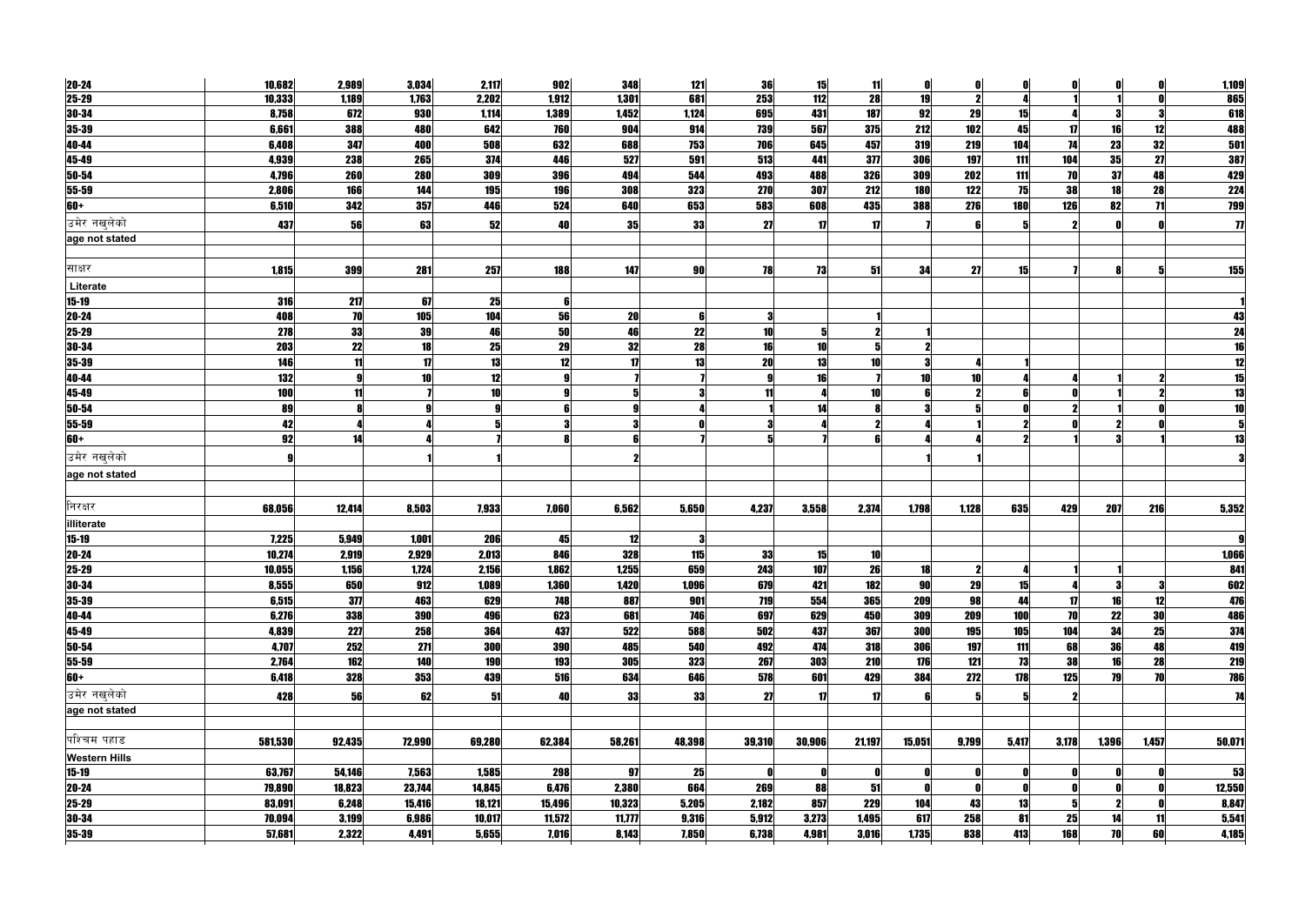| | | | | | | | | | | | | | | | | | |
|---|---|---|---|---|---|---|---|---|---|---|---|---|---|---|---|---|---|
| 20-24 | 10,682 | 2,989 | 3,034 | 2,117 | 902 | 348 | 121 | 36 | 15 | 11 | 0 | 0 | 0 | 0 | 0 | 0 | 1,109 |
| 25-29 | 10,333 | 1,189 | 1,763 | 2,202 | 1,912 | 1,301 | 681 | 253 | 112 | 28 | 19 | 2 | 4 | 1 | 1 | 0 | 865 |
| 30-34 | 8,758 | 672 | 930 | 1,114 | 1,389 | 1,452 | 1,124 | 695 | 431 | 187 | 92 | 29 | 15 | 4 | 3 | 3 | 618 |
| 35-39 | 6,661 | 388 | 480 | 642 | 760 | 904 | 914 | 739 | 567 | 375 | 212 | 102 | 45 | 17 | 16 | 12 | 488 |
| 40-44 | 6,408 | 347 | 400 | 508 | 632 | 688 | 753 | 706 | 645 | 457 | 319 | 219 | 104 | 74 | 23 | 32 | 501 |
| 45-49 | 4,939 | 238 | 265 | 374 | 446 | 527 | 591 | 513 | 441 | 377 | 306 | 197 | 111 | 104 | 35 | 27 | 387 |
| 50-54 | 4,796 | 260 | 280 | 309 | 396 | 494 | 544 | 493 | 488 | 326 | 309 | 202 | 111 | 70 | 37 | 48 | 429 |
| 55-59 | 2,806 | 166 | 144 | 195 | 196 | 308 | 323 | 270 | 307 | 212 | 180 | 122 | 75 | 38 | 18 | 28 | 224 |
| 60+ | 6,510 | 342 | 357 | 446 | 524 | 640 | 653 | 583 | 608 | 435 | 388 | 276 | 180 | 126 | 82 | 71 | 799 |
| उमेर नखुलेको | 437 | 56 | 63 | 52 | 40 | 35 | 33 | 27 | 17 | 17 | 7 | 6 | 5 | 2 | 0 | 0 | 77 |
| age not stated | | | | | | | | | | | | | | | | | |
| | | | | | | | | | | | | | | | | | |
| साक्षर | 1,815 | 399 | 281 | 257 | 188 | 147 | 90 | 78 | 73 | 51 | 34 | 27 | 15 | 7 | 8 | 5 | 155 |
| Literate | | | | | | | | | | | | | | | | | |
| 15-19 | 316 | 217 | 67 | 25 | 6 | | | | | | | | | | | | 1 |
| 20-24 | 408 | 70 | 105 | 104 | 56 | 20 | 6 | 3 | | 1 | | | | | | | 43 |
| 25-29 | 278 | 33 | 39 | 46 | 50 | 46 | 22 | 10 | 5 | 2 | 1 | | | | | | 24 |
| 30-34 | 203 | 22 | 18 | 25 | 29 | 32 | 28 | 16 | 10 | 5 | 2 | | | | | | 16 |
| 35-39 | 146 | 11 | 17 | 13 | 12 | 17 | 13 | 20 | 13 | 10 | 3 | 4 | 1 | | | | 12 |
| 40-44 | 132 | 9 | 10 | 12 | 9 | 7 | 7 | 9 | 16 | 7 | 10 | 10 | 4 | 4 | 1 | 2 | 15 |
| 45-49 | 100 | 11 | 7 | 10 | 9 | 5 | 3 | 11 | 4 | 10 | 6 | 2 | 6 | 0 | 1 | 2 | 13 |
| 50-54 | 89 | 8 | 9 | 9 | 6 | 9 | 4 | 1 | 14 | 8 | 3 | 5 | 0 | 2 | 1 | 0 | 10 |
| 55-59 | 42 | 4 | 4 | 5 | 3 | 3 | 0 | 3 | 4 | 2 | 4 | 1 | 2 | 0 | 2 | 0 | 5 |
| 60+ | 92 | 14 | 4 | 7 | 8 | 6 | 7 | 5 | 7 | 6 | 4 | 4 | 2 | 1 | 3 | 1 | 13 |
| उमेर नखुलेको | 9 | | 1 | 1 | | 2 | | | | | 1 | 1 | | | | | 3 |
| age not stated | | | | | | | | | | | | | | | | | |
| | | | | | | | | | | | | | | | | | |
| निरक्षर | 68,056 | 12,414 | 8,503 | 7,933 | 7,060 | 6,562 | 5,650 | 4,237 | 3,558 | 2,374 | 1,798 | 1,128 | 635 | 429 | 207 | 216 | 5,352 |
| illiterate | | | | | | | | | | | | | | | | | |
| 15-19 | 7,225 | 5,949 | 1,001 | 206 | 45 | 12 | 3 | | | | | | | | | | 9 |
| 20-24 | 10,274 | 2,919 | 2,929 | 2,013 | 846 | 328 | 115 | 33 | 15 | 10 | | | | | | | 1,066 |
| 25-29 | 10,055 | 1,156 | 1,724 | 2,156 | 1,862 | 1,255 | 659 | 243 | 107 | 26 | 18 | 2 | 4 | 1 | 1 | | 841 |
| 30-34 | 8,555 | 650 | 912 | 1,089 | 1,360 | 1,420 | 1,096 | 679 | 421 | 182 | 90 | 29 | 15 | 4 | 3 | 3 | 602 |
| 35-39 | 6,515 | 377 | 463 | 629 | 748 | 887 | 901 | 719 | 554 | 365 | 209 | 98 | 44 | 17 | 16 | 12 | 476 |
| 40-44 | 6,276 | 338 | 390 | 496 | 623 | 681 | 746 | 697 | 629 | 450 | 309 | 209 | 100 | 70 | 22 | 30 | 486 |
| 45-49 | 4,839 | 227 | 258 | 364 | 437 | 522 | 588 | 502 | 437 | 367 | 300 | 195 | 105 | 104 | 34 | 25 | 374 |
| 50-54 | 4,707 | 252 | 271 | 300 | 390 | 485 | 540 | 492 | 474 | 318 | 306 | 197 | 111 | 68 | 36 | 48 | 419 |
| 55-59 | 2,764 | 162 | 140 | 190 | 193 | 305 | 323 | 267 | 303 | 210 | 176 | 121 | 73 | 38 | 16 | 28 | 219 |
| 60+ | 6,418 | 328 | 353 | 439 | 516 | 634 | 646 | 578 | 601 | 429 | 384 | 272 | 178 | 125 | 79 | 70 | 786 |
| उमेर नखुलेको | 428 | 56 | 62 | 51 | 40 | 33 | 33 | 27 | 17 | 17 | 6 | 5 | 5 | 2 | | | 74 |
| age not stated | | | | | | | | | | | | | | | | | |
| | | | | | | | | | | | | | | | | | |
| पश्चिम पहाड | 581,530 | 92,435 | 72,990 | 69,280 | 62,384 | 58,261 | 48,398 | 39,310 | 30,906 | 21,197 | 15,051 | 9,799 | 5,417 | 3,178 | 1,396 | 1,457 | 50,071 |
| Western Hills | | | | | | | | | | | | | | | | | |
| 15-19 | 63,767 | 54,146 | 7,563 | 1,585 | 298 | 97 | 25 | 0 | 0 | 0 | 0 | 0 | 0 | 0 | 0 | 0 | 53 |
| 20-24 | 79,890 | 18,823 | 23,744 | 14,845 | 6,476 | 2,380 | 664 | 269 | 88 | 51 | 0 | 0 | 0 | 0 | 0 | 0 | 12,550 |
| 25-29 | 83,091 | 6,248 | 15,416 | 18,121 | 15,496 | 10,323 | 5,205 | 2,182 | 857 | 229 | 104 | 43 | 13 | 5 | 2 | 0 | 8,847 |
| 30-34 | 70,094 | 3,199 | 6,986 | 10,017 | 11,572 | 11,777 | 9,316 | 5,912 | 3,273 | 1,495 | 617 | 258 | 81 | 25 | 14 | 11 | 5,541 |
| 35-39 | 57,681 | 2,322 | 4,491 | 5,655 | 7,016 | 8,143 | 7,850 | 6,738 | 4,981 | 3,016 | 1,735 | 838 | 413 | 168 | 70 | 60 | 4,185 |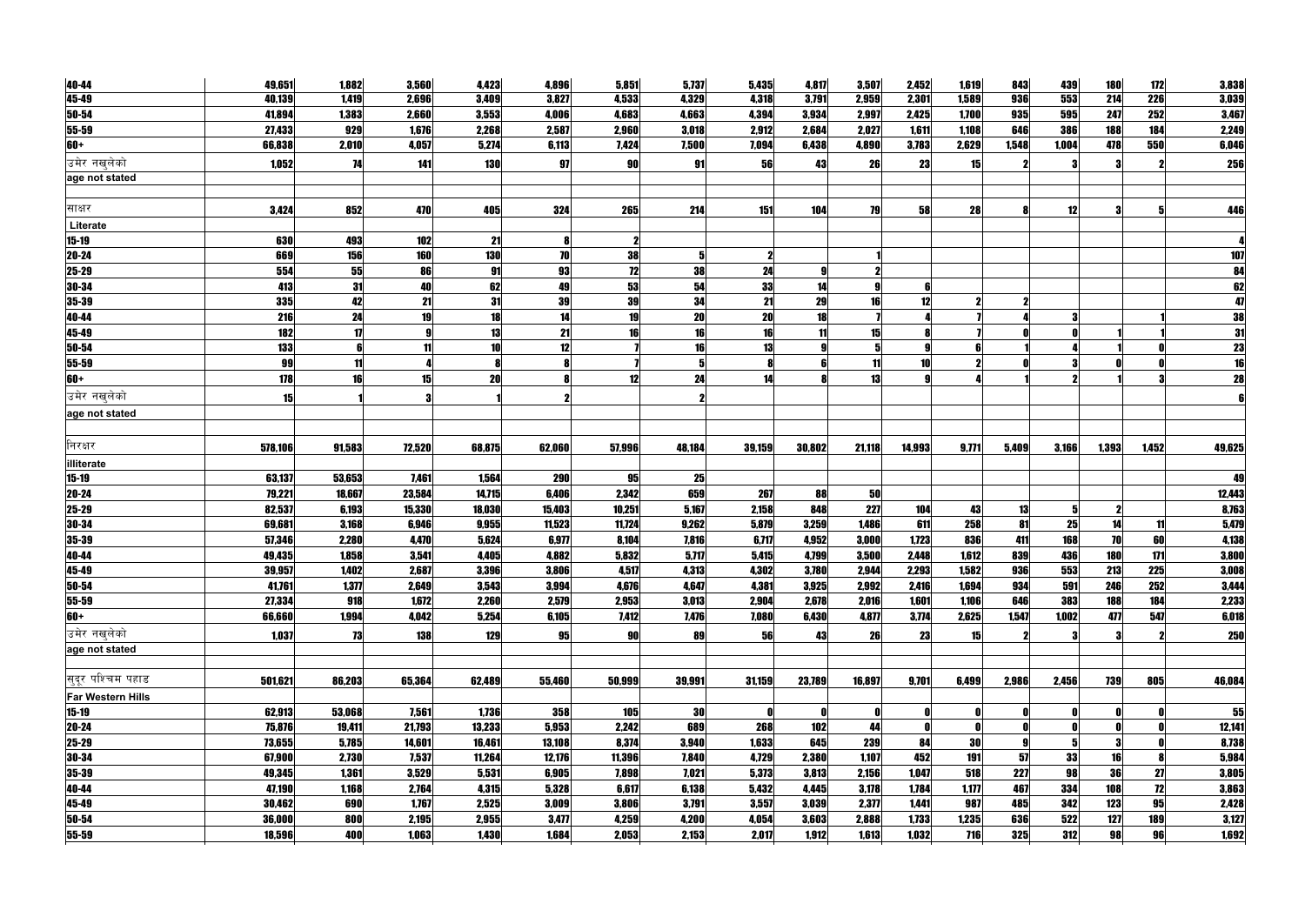| | | | | | | | | | | | | | | | | | |
|---|---|---|---|---|---|---|---|---|---|---|---|---|---|---|---|---|---|
| 40-44 | 49,651 | 1,882 | 3,560 | 4,423 | 4,896 | 5,851 | 5,737 | 5,435 | 4,817 | 3,507 | 2,452 | 1,619 | 843 | 439 | 180 | 172 | 3,838 |
| 45-49 | 40,139 | 1,419 | 2,696 | 3,409 | 3,827 | 4,533 | 4,329 | 4,318 | 3,791 | 2,959 | 2,301 | 1,589 | 936 | 553 | 214 | 226 | 3,039 |
| 50-54 | 41,894 | 1,383 | 2,660 | 3,553 | 4,006 | 4,683 | 4,663 | 4,394 | 3,934 | 2,997 | 2,425 | 1,700 | 935 | 595 | 247 | 252 | 3,467 |
| 55-59 | 27,433 | 929 | 1,676 | 2,268 | 2,587 | 2,960 | 3,018 | 2,912 | 2,684 | 2,027 | 1,611 | 1,108 | 646 | 386 | 188 | 184 | 2,249 |
| 60+ | 66,838 | 2,010 | 4,057 | 5,274 | 6,113 | 7,424 | 7,500 | 7,094 | 6,438 | 4,890 | 3,783 | 2,629 | 1,548 | 1,004 | 478 | 550 | 6,046 |
| उमेर नखुलेको | 1,052 | 74 | 141 | 130 | 97 | 90 | 91 | 56 | 43 | 26 | 23 | 15 | 2 | 3 | 3 | 2 | 256 |
| age not stated | | | | | | | | | | | | | | | | | |
| | | | | | | | | | | | | | | | | | |
| साक्षर | 3,424 | 852 | 470 | 405 | 324 | 265 | 214 | 151 | 104 | 79 | 58 | 28 | 8 | 12 | 3 | 5 | 446 |
| Literate | | | | | | | | | | | | | | | | | |
| 15-19 | 630 | 493 | 102 | 21 | 8 | 2 | | | | | | | | | | | 4 |
| 20-24 | 669 | 156 | 160 | 130 | 70 | 38 | 5 | 2 | | 1 | | | | | | | 107 |
| 25-29 | 554 | 55 | 86 | 91 | 93 | 72 | 38 | 24 | 9 | 2 | | | | | | | 84 |
| 30-34 | 413 | 31 | 40 | 62 | 49 | 53 | 54 | 33 | 14 | 9 | 6 | | | | | | 62 |
| 35-39 | 335 | 42 | 21 | 31 | 39 | 39 | 34 | 21 | 29 | 16 | 12 | 2 | 2 | | | | 47 |
| 40-44 | 216 | 24 | 19 | 18 | 14 | 19 | 20 | 20 | 18 | 7 | 4 | 7 | 4 | 3 | | 1 | 38 |
| 45-49 | 182 | 17 | 9 | 13 | 21 | 16 | 16 | 16 | 11 | 15 | 8 | 7 | 0 | 0 | 1 | 1 | 31 |
| 50-54 | 133 | 6 | 11 | 10 | 12 | 7 | 16 | 13 | 9 | 5 | 9 | 6 | 1 | 4 | 1 | 0 | 23 |
| 55-59 | 99 | 11 | 4 | 8 | 8 | 7 | 5 | 8 | 6 | 11 | 10 | 2 | 0 | 3 | 0 | 0 | 16 |
| 60+ | 178 | 16 | 15 | 20 | 8 | 12 | 24 | 14 | 8 | 13 | 9 | 4 | 1 | 2 | 1 | 3 | 28 |
| उमेर नखुलेको | 15 | 1 | 3 | 1 | 2 | | 2 | | | | | | | | | | 6 |
| age not stated | | | | | | | | | | | | | | | | | |
| | | | | | | | | | | | | | | | | | |
| निरक्षर | 578,106 | 91,583 | 72,520 | 68,875 | 62,060 | 57,996 | 48,184 | 39,159 | 30,802 | 21,118 | 14,993 | 9,771 | 5,409 | 3,166 | 1,393 | 1,452 | 49,625 |
| illiterate | | | | | | | | | | | | | | | | | |
| 15-19 | 63,137 | 53,653 | 7,461 | 1,564 | 290 | 95 | 25 | | | | | | | | | | 49 |
| 20-24 | 79,221 | 18,667 | 23,584 | 14,715 | 6,406 | 2,342 | 659 | 267 | 88 | 50 | | | | | | | 12,443 |
| 25-29 | 82,537 | 6,193 | 15,330 | 18,030 | 15,403 | 10,251 | 5,167 | 2,158 | 848 | 227 | 104 | 43 | 13 | 5 | 2 | | 8,763 |
| 30-34 | 69,681 | 3,168 | 6,946 | 9,955 | 11,523 | 11,724 | 9,262 | 5,879 | 3,259 | 1,486 | 611 | 258 | 81 | 25 | 14 | 11 | 5,479 |
| 35-39 | 57,346 | 2,280 | 4,470 | 5,624 | 6,977 | 8,104 | 7,816 | 6,717 | 4,952 | 3,000 | 1,723 | 836 | 411 | 168 | 70 | 60 | 4,138 |
| 40-44 | 49,435 | 1,858 | 3,541 | 4,405 | 4,882 | 5,832 | 5,717 | 5,415 | 4,799 | 3,500 | 2,448 | 1,612 | 839 | 436 | 180 | 171 | 3,800 |
| 45-49 | 39,957 | 1,402 | 2,687 | 3,396 | 3,806 | 4,517 | 4,313 | 4,302 | 3,780 | 2,944 | 2,293 | 1,582 | 936 | 553 | 213 | 225 | 3,008 |
| 50-54 | 41,761 | 1,377 | 2,649 | 3,543 | 3,994 | 4,676 | 4,647 | 4,381 | 3,925 | 2,992 | 2,416 | 1,694 | 934 | 591 | 246 | 252 | 3,444 |
| 55-59 | 27,334 | 918 | 1,672 | 2,260 | 2,579 | 2,953 | 3,013 | 2,904 | 2,678 | 2,016 | 1,601 | 1,106 | 646 | 383 | 188 | 184 | 2,233 |
| 60+ | 66,660 | 1,994 | 4,042 | 5,254 | 6,105 | 7,412 | 7,476 | 7,080 | 6,430 | 4,877 | 3,774 | 2,625 | 1,547 | 1,002 | 477 | 547 | 6,018 |
| उमेर नखुलेको | 1,037 | 73 | 138 | 129 | 95 | 90 | 89 | 56 | 43 | 26 | 23 | 15 | 2 | 3 | 3 | 2 | 250 |
| age not stated | | | | | | | | | | | | | | | | | |
| | | | | | | | | | | | | | | | | | |
| सुदूर पश्चिम पहाड | 501,621 | 86,203 | 65,364 | 62,489 | 55,460 | 50,999 | 39,991 | 31,159 | 23,789 | 16,897 | 9,701 | 6,499 | 2,986 | 2,456 | 739 | 805 | 46,084 |
| Far Western Hills | | | | | | | | | | | | | | | | | |
| 15-19 | 62,913 | 53,068 | 7,561 | 1,736 | 358 | 105 | 30 | 0 | 0 | 0 | 0 | 0 | 0 | 0 | 0 | 0 | 55 |
| 20-24 | 75,876 | 19,411 | 21,793 | 13,233 | 5,953 | 2,242 | 689 | 268 | 102 | 44 | 0 | 0 | 0 | 0 | 0 | 0 | 12,141 |
| 25-29 | 73,655 | 5,785 | 14,601 | 16,461 | 13,108 | 8,374 | 3,940 | 1,633 | 645 | 239 | 84 | 30 | 9 | 5 | 3 | 0 | 8,738 |
| 30-34 | 67,900 | 2,730 | 7,537 | 11,264 | 12,176 | 11,396 | 7,840 | 4,729 | 2,380 | 1,107 | 452 | 191 | 57 | 33 | 16 | 8 | 5,984 |
| 35-39 | 49,345 | 1,361 | 3,529 | 5,531 | 6,905 | 7,898 | 7,021 | 5,373 | 3,813 | 2,156 | 1,047 | 518 | 227 | 98 | 36 | 27 | 3,805 |
| 40-44 | 47,190 | 1,168 | 2,764 | 4,315 | 5,328 | 6,617 | 6,138 | 5,432 | 4,445 | 3,178 | 1,784 | 1,177 | 467 | 334 | 108 | 72 | 3,863 |
| 45-49 | 30,462 | 690 | 1,767 | 2,525 | 3,009 | 3,806 | 3,791 | 3,557 | 3,039 | 2,377 | 1,441 | 987 | 485 | 342 | 123 | 95 | 2,428 |
| 50-54 | 36,000 | 800 | 2,195 | 2,955 | 3,477 | 4,259 | 4,200 | 4,054 | 3,603 | 2,888 | 1,733 | 1,235 | 636 | 522 | 127 | 189 | 3,127 |
| 55-59 | 18,596 | 400 | 1,063 | 1,430 | 1,684 | 2,053 | 2,153 | 2,017 | 1,912 | 1,613 | 1,032 | 716 | 325 | 312 | 98 | 96 | 1,692 |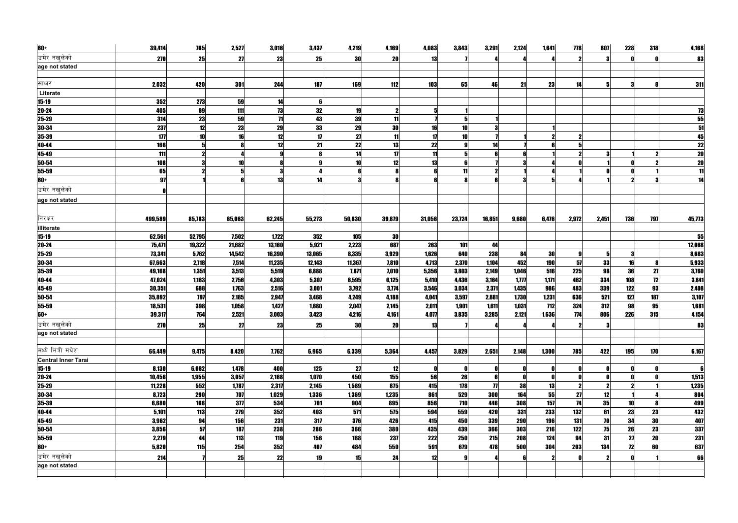| | | | | | | | | | | | | | | | | | |
|---|---|---|---|---|---|---|---|---|---|---|---|---|---|---|---|---|---|
| 60+ | 39,414 | 765 | 2,527 | 3,016 | 3,437 | 4,219 | 4,169 | 4,083 | 3,843 | 3,291 | 2,124 | 1,641 | 778 | 807 | 228 | 318 | 4,168 |
| उमेर नखुलेको | 270 | 25 | 27 | 23 | 25 | 30 | 20 | 13 | 7 | 4 | 4 | 4 | 2 | 3 | 0 | 0 | 83 |
| age not stated | | | | | | | | | | | | | | | | | |
| | | | | | | | | | | | | | | | | | |
| साक्षर | 2,032 | 420 | 301 | 244 | 187 | 169 | 112 | 103 | 65 | 46 | 21 | 23 | 14 | 5 | 3 | 8 | 311 |
| Literate | | | | | | | | | | | | | | | | | |
| 15-19 | 352 | 273 | 59 | 14 | 6 | | | | | | | | | | | | |
| 20-24 | 405 | 89 | 111 | 73 | 32 | 19 | 2 | 5 | 1 | | | | | | | | 73 |
| 25-29 | 314 | 23 | 59 | 71 | 43 | 39 | 11 | 7 | 5 | 1 | | | | | | | 55 |
| 30-34 | 237 | 12 | 23 | 29 | 33 | 29 | 30 | 16 | 10 | 3 | | 1 | | | | | 51 |
| 35-39 | 177 | 10 | 16 | 12 | 17 | 27 | 11 | 17 | 10 | 7 | 1 | 2 | 2 | | | | 45 |
| 40-44 | 166 | 5 | 8 | 12 | 21 | 22 | 13 | 22 | 9 | 14 | 7 | 6 | 5 | | | | 22 |
| 45-49 | 111 | 2 | 4 | 9 | 8 | 14 | 17 | 11 | 5 | 6 | 6 | 1 | 2 | 3 | 1 | 2 | 20 |
| 50-54 | 108 | 3 | 10 | 8 | 9 | 10 | 12 | 13 | 6 | 7 | 3 | 4 | 0 | 1 | 0 | 2 | 20 |
| 55-59 | 65 | 2 | 5 | 3 | 4 | 6 | 8 | 6 | 11 | 2 | 1 | 4 | 1 | 0 | 0 | 1 | 11 |
| 60+ | 97 | 1 | 6 | 13 | 14 | 3 | 8 | 6 | 8 | 6 | 3 | 5 | 4 | 1 | 2 | 3 | 14 |
| उमेर नखुलेको | 0 | | | | | | | | | | | | | | | | |
| age not stated | | | | | | | | | | | | | | | | | |
| | | | | | | | | | | | | | | | | | |
| निरक्षर | 499,589 | 85,783 | 65,063 | 62,245 | 55,273 | 50,830 | 39,879 | 31,056 | 23,724 | 16,851 | 9,680 | 6,476 | 2,972 | 2,451 | 736 | 797 | 45,773 |
| illiterate | | | | | | | | | | | | | | | | | |
| 15-19 | 62,561 | 52,795 | 7,502 | 1,722 | 352 | 105 | 30 | | | | | | | | | | 55 |
| 20-24 | 75,471 | 19,322 | 21,682 | 13,160 | 5,921 | 2,223 | 687 | 263 | 101 | 44 | | | | | | | 12,068 |
| 25-29 | 73,341 | 5,762 | 14,542 | 16,390 | 13,065 | 8,335 | 3,929 | 1,626 | 640 | 238 | 84 | 30 | 9 | 5 | 3 | | 8,683 |
| 30-34 | 67,663 | 2,718 | 7,514 | 11,235 | 12,143 | 11,367 | 7,810 | 4,713 | 2,370 | 1,104 | 452 | 190 | 57 | 33 | 16 | 8 | 5,933 |
| 35-39 | 49,168 | 1,351 | 3,513 | 5,519 | 6,888 | 7,871 | 7,010 | 5,356 | 3,803 | 2,149 | 1,046 | 516 | 225 | 98 | 36 | 27 | 3,760 |
| 40-44 | 47,024 | 1,163 | 2,756 | 4,303 | 5,307 | 6,595 | 6,125 | 5,410 | 4,436 | 3,164 | 1,777 | 1,171 | 462 | 334 | 108 | 72 | 3,841 |
| 45-49 | 30,351 | 688 | 1,763 | 2,516 | 3,001 | 3,792 | 3,774 | 3,546 | 3,034 | 2,371 | 1,435 | 986 | 483 | 339 | 122 | 93 | 2,408 |
| 50-54 | 35,892 | 797 | 2,185 | 2,947 | 3,468 | 4,249 | 4,188 | 4,041 | 3,597 | 2,881 | 1,730 | 1,231 | 636 | 521 | 127 | 187 | 3,107 |
| 55-59 | 18,531 | 398 | 1,058 | 1,427 | 1,680 | 2,047 | 2,145 | 2,011 | 1,901 | 1,611 | 1,031 | 712 | 324 | 312 | 98 | 95 | 1,681 |
| 60+ | 39,317 | 764 | 2,521 | 3,003 | 3,423 | 4,216 | 4,161 | 4,077 | 3,835 | 3,285 | 2,121 | 1,636 | 774 | 806 | 226 | 315 | 4,154 |
| उमेर नखुलेको | 270 | 25 | 27 | 23 | 25 | 30 | 20 | 13 | 7 | 4 | 4 | 4 | 2 | 3 | | | 83 |
| age not stated | | | | | | | | | | | | | | | | | |
| | | | | | | | | | | | | | | | | | |
| मध्ये भित्री मधेश | 66,449 | 9,475 | 8,420 | 7,762 | 6,965 | 6,339 | 5,364 | 4,457 | 3,829 | 2,651 | 2,148 | 1,300 | 785 | 422 | 195 | 170 | 6,167 |
| Central Inner Tarai | | | | | | | | | | | | | | | | | |
| 15-19 | 8,130 | 6,082 | 1,478 | 400 | 125 | 27 | 12 | 0 | 0 | 0 | 0 | 0 | 0 | 0 | 0 | 0 | 6 |
| 20-24 | 10,456 | 1,955 | 3,057 | 2,168 | 1,070 | 450 | 155 | 56 | 26 | 6 | 0 | 0 | 0 | 0 | 0 | 0 | 1,513 |
| 25-29 | 11,228 | 552 | 1,787 | 2,317 | 2,145 | 1,589 | 875 | 415 | 178 | 77 | 38 | 13 | 2 | 2 | 2 | 1 | 1,235 |
| 30-34 | 8,723 | 290 | 707 | 1,029 | 1,336 | 1,369 | 1,235 | 861 | 529 | 300 | 164 | 55 | 27 | 12 | 1 | 4 | 804 |
| 35-39 | 6,680 | 166 | 377 | 534 | 701 | 904 | 895 | 856 | 710 | 446 | 308 | 157 | 74 | 35 | 10 | 8 | 499 |
| 40-44 | 5,101 | 113 | 279 | 352 | 403 | 571 | 575 | 594 | 559 | 420 | 331 | 233 | 132 | 61 | 23 | 23 | 432 |
| 45-49 | 3,962 | 94 | 156 | 231 | 317 | 376 | 426 | 415 | 450 | 339 | 290 | 196 | 131 | 70 | 34 | 30 | 407 |
| 50-54 | 3,856 | 57 | 187 | 238 | 286 | 366 | 380 | 435 | 439 | 366 | 303 | 216 | 122 | 75 | 26 | 23 | 337 |
| 55-59 | 2,279 | 44 | 113 | 119 | 156 | 188 | 237 | 222 | 250 | 215 | 208 | 124 | 94 | 31 | 27 | 20 | 231 |
| 60+ | 5,820 | 115 | 254 | 352 | 407 | 484 | 550 | 591 | 679 | 478 | 500 | 304 | 203 | 134 | 72 | 60 | 637 |
| उमेर नखुलेको | 214 | 7 | 25 | 22 | 19 | 15 | 24 | 12 | 9 | 4 | 6 | 2 | 0 | 2 | 0 | 1 | 66 |
| age not stated | | | | | | | | | | | | | | | | | |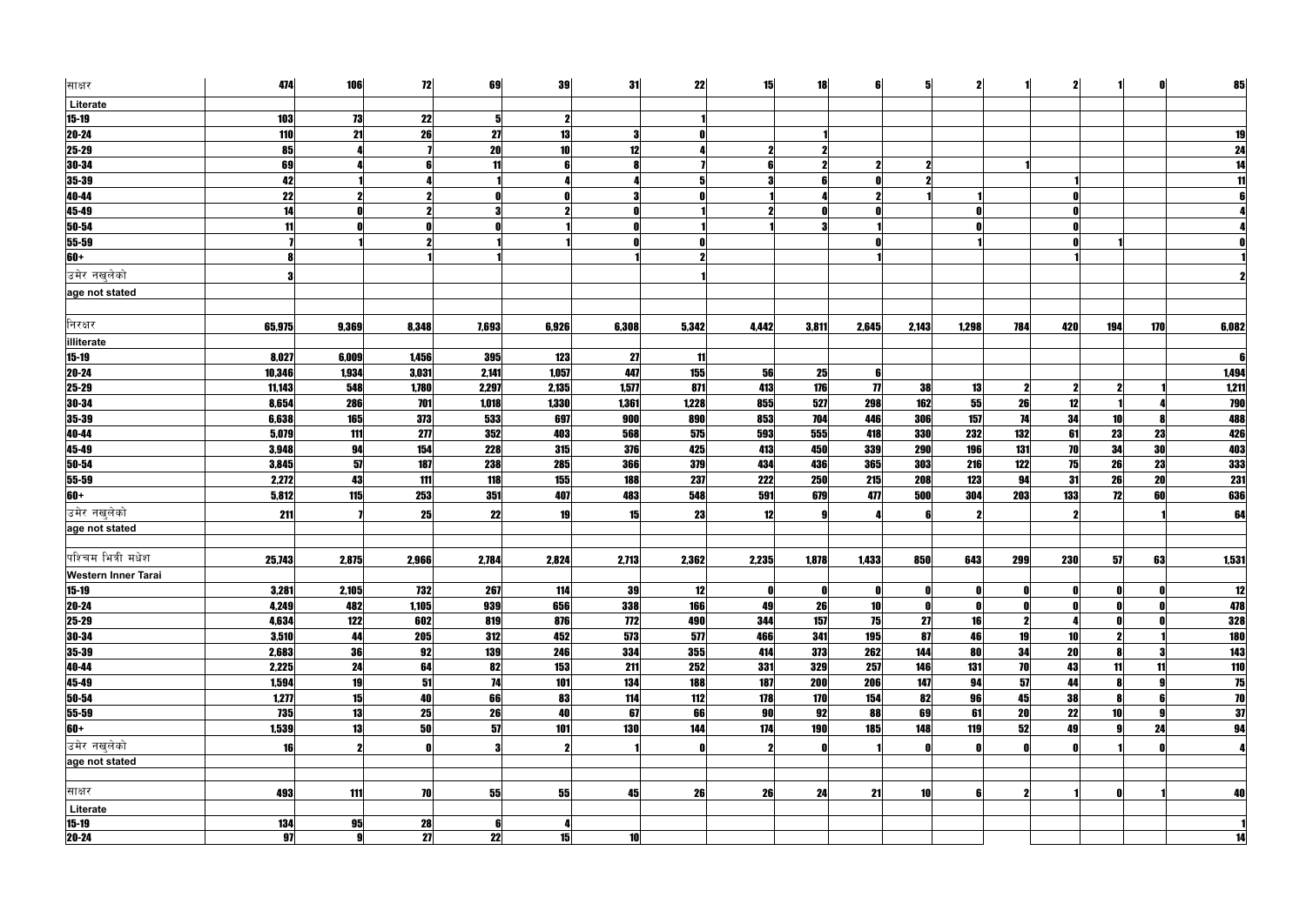| | | | | | | | | | | | | | | | | | |
|---|---|---|---|---|---|---|---|---|---|---|---|---|---|---|---|---|---|
| साक्षर | 474 | 106 | 72 | 69 | 39 | 31 | 22 | 15 | 18 | 6 | 5 | 2 | 1 | 2 | 1 | 0 | 85 |
| Literate | | | | | | | | | | | | | | | | | |
| 15-19 | 103 | 73 | 22 | 5 | 2 | | 1 | | | | | | | | | | |
| 20-24 | 110 | 21 | 26 | 27 | 13 | 3 | 0 | | 1 | | | | | | | | 19 |
| 25-29 | 85 | 4 | 7 | 20 | 10 | 12 | 4 | 2 | 2 | | | | | | | | 24 |
| 30-34 | 69 | 4 | 6 | 11 | 6 | 8 | 7 | 6 | 2 | 2 | 2 | | 1 | | | | 14 |
| 35-39 | 42 | 1 | 4 | 1 | 4 | 4 | 5 | 3 | 6 | 0 | 2 | | | 1 | | | 11 |
| 40-44 | 22 | 2 | 2 | 0 | 0 | 3 | 0 | 1 | 4 | 2 | 1 | 1 | | 0 | | | 6 |
| 45-49 | 14 | 0 | 2 | 3 | 2 | 0 | 1 | 2 | 0 | 0 | | 0 | | 0 | | | 4 |
| 50-54 | 11 | 0 | 0 | 0 | 1 | 0 | 1 | 1 | 3 | 1 | | 0 | | 0 | | | 4 |
| 55-59 | 7 | 1 | 2 | 1 | 1 | 0 | 0 | | | 0 | | 1 | | 0 | 1 | | 0 |
| 60+ | 8 | | 1 | 1 | | 1 | 2 | | | 1 | | | | 1 | | | 1 |
| उमेर नखुलेको | 3 | | | | | | 1 | | | | | | | | | | 2 |
| age not stated | | | | | | | | | | | | | | | | | |
| | | | | | | | | | | | | | | | | | |
| निरक्षर | 65,975 | 9,369 | 8,348 | 7,693 | 6,926 | 6,308 | 5,342 | 4,442 | 3,811 | 2,645 | 2,143 | 1,298 | 784 | 420 | 194 | 170 | 6,082 |
| illiterate | | | | | | | | | | | | | | | | | |
| 15-19 | 8,027 | 6,009 | 1,456 | 395 | 123 | 27 | 11 | | | | | | | | | | 6 |
| 20-24 | 10,346 | 1,934 | 3,031 | 2,141 | 1,057 | 447 | 155 | 56 | 25 | 6 | | | | | | | 1,494 |
| 25-29 | 11,143 | 548 | 1,780 | 2,297 | 2,135 | 1,577 | 871 | 413 | 176 | 77 | 38 | 13 | 2 | 2 | 2 | 1 | 1,211 |
| 30-34 | 8,654 | 286 | 701 | 1,018 | 1,330 | 1,361 | 1,228 | 855 | 527 | 298 | 162 | 55 | 26 | 12 | 1 | 4 | 790 |
| 35-39 | 6,638 | 165 | 373 | 533 | 697 | 900 | 890 | 853 | 704 | 446 | 306 | 157 | 74 | 34 | 10 | 8 | 488 |
| 40-44 | 5,079 | 111 | 277 | 352 | 403 | 568 | 575 | 593 | 555 | 418 | 330 | 232 | 132 | 61 | 23 | 23 | 426 |
| 45-49 | 3,948 | 94 | 154 | 228 | 315 | 376 | 425 | 413 | 450 | 339 | 290 | 196 | 131 | 70 | 34 | 30 | 403 |
| 50-54 | 3,845 | 57 | 187 | 238 | 285 | 366 | 379 | 434 | 436 | 365 | 303 | 216 | 122 | 75 | 26 | 23 | 333 |
| 55-59 | 2,272 | 43 | 111 | 118 | 155 | 188 | 237 | 222 | 250 | 215 | 208 | 123 | 94 | 31 | 26 | 20 | 231 |
| 60+ | 5,812 | 115 | 253 | 351 | 407 | 483 | 548 | 591 | 679 | 477 | 500 | 304 | 203 | 133 | 72 | 60 | 636 |
| उमेर नखुलेको | 211 | 7 | 25 | 22 | 19 | 15 | 23 | 12 | 9 | 4 | 6 | 2 | | 2 | | 1 | 64 |
| age not stated | | | | | | | | | | | | | | | | | |
| | | | | | | | | | | | | | | | | | |
| पश्चिम भित्री मधेश | 25,743 | 2,875 | 2,966 | 2,784 | 2,824 | 2,713 | 2,362 | 2,235 | 1,878 | 1,433 | 850 | 643 | 299 | 230 | 57 | 63 | 1,531 |
| Western Inner Tarai | | | | | | | | | | | | | | | | | |
| 15-19 | 3,281 | 2,105 | 732 | 267 | 114 | 39 | 12 | 0 | 0 | 0 | 0 | 0 | 0 | 0 | 0 | 0 | 12 |
| 20-24 | 4,249 | 482 | 1,105 | 939 | 656 | 338 | 166 | 49 | 26 | 10 | 0 | 0 | 0 | 0 | 0 | 0 | 478 |
| 25-29 | 4,634 | 122 | 602 | 819 | 876 | 772 | 490 | 344 | 157 | 75 | 27 | 16 | 2 | 4 | 0 | 0 | 328 |
| 30-34 | 3,510 | 44 | 205 | 312 | 452 | 573 | 577 | 466 | 341 | 195 | 87 | 46 | 19 | 10 | 2 | 1 | 180 |
| 35-39 | 2,683 | 36 | 92 | 139 | 246 | 334 | 355 | 414 | 373 | 262 | 144 | 80 | 34 | 20 | 8 | 3 | 143 |
| 40-44 | 2,225 | 24 | 64 | 82 | 153 | 211 | 252 | 331 | 329 | 257 | 146 | 131 | 70 | 43 | 11 | 11 | 110 |
| 45-49 | 1,594 | 19 | 51 | 74 | 101 | 134 | 188 | 187 | 200 | 206 | 147 | 94 | 57 | 44 | 8 | 9 | 75 |
| 50-54 | 1,277 | 15 | 40 | 66 | 83 | 114 | 112 | 178 | 170 | 154 | 82 | 96 | 45 | 38 | 8 | 6 | 70 |
| 55-59 | 735 | 13 | 25 | 26 | 40 | 67 | 66 | 90 | 92 | 88 | 69 | 61 | 20 | 22 | 10 | 9 | 37 |
| 60+ | 1,539 | 13 | 50 | 57 | 101 | 130 | 144 | 174 | 190 | 185 | 148 | 119 | 52 | 49 | 9 | 24 | 94 |
| उमेर नखुलेको | 16 | 2 | 0 | 3 | 2 | 1 | 0 | 2 | 0 | 1 | 0 | 0 | 0 | 0 | 1 | 0 | 4 |
| age not stated | | | | | | | | | | | | | | | | | |
| | | | | | | | | | | | | | | | | | |
| साक्षर | 493 | 111 | 70 | 55 | 55 | 45 | 26 | 26 | 24 | 21 | 10 | 6 | 2 | 1 | 0 | 1 | 40 |
| Literate | | | | | | | | | | | | | | | | | |
| 15-19 | 134 | 95 | 28 | 6 | 4 | | | | | | | | | | | | 1 |
| 20-24 | 97 | 9 | 27 | 22 | 15 | 10 | | | | | | | | | | | 14 |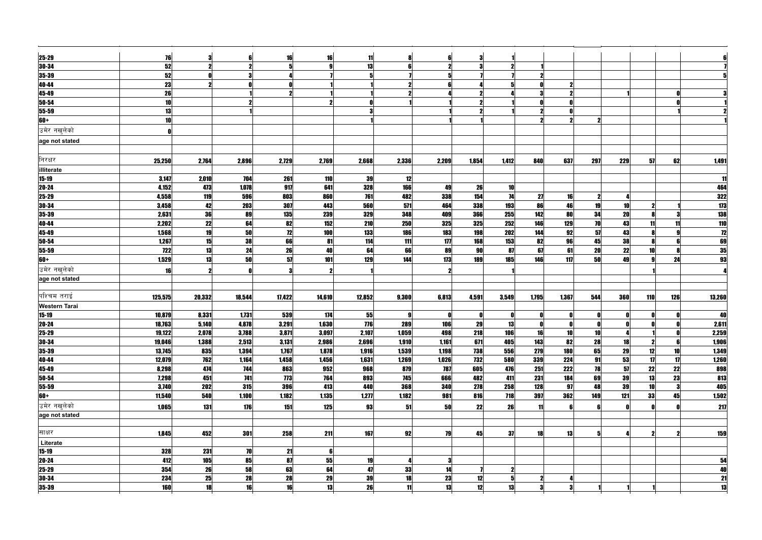| | | | | | | | | | | | | | | | | | |
|---|---|---|---|---|---|---|---|---|---|---|---|---|---|---|---|---|---|
| 25-29 | 76 | 3 | 6 | 16 | 16 | 11 | 8 | 6 | 3 | 1 | | | | | | | 6 |
| 30-34 | 52 | 2 | 2 | 5 | 9 | 13 | 6 | 2 | 3 | 2 | 1 | | | | | | 7 |
| 35-39 | 52 | 0 | 3 | 4 | 7 | 5 | 7 | 5 | 7 | 7 | 2 | | | | | | 5 |
| 40-44 | 23 | 2 | 0 | 0 | 1 | 1 | 2 | 6 | 4 | 5 | 0 | 2 | | | | | |
| 45-49 | 26 | | 1 | 2 | 1 | 1 | 2 | 4 | 2 | 4 | 3 | 2 | | 1 | | 0 | 3 |
| 50-54 | 10 | | 2 | | 2 | 0 | 1 | 1 | 2 | 1 | 0 | 0 | | | | 0 | 1 |
| 55-59 | 13 | | 1 | | | 3 | | 1 | 2 | 1 | 2 | 0 | | | | 1 | 2 |
| 60+ | 10 | | | | | 1 | | 1 | 1 | | 2 | 2 | 2 | | | | 1 |
| उमेर नखुलेको | 0 | | | | | | | | | | | | | | | | |
| age not stated | | | | | | | | | | | | | | | | | |
| | | | | | | | | | | | | | | | | | |
| निरक्षर | 25,250 | 2,764 | 2,896 | 2,729 | 2,769 | 2,668 | 2,336 | 2,209 | 1,854 | 1,412 | 840 | 637 | 297 | 229 | 57 | 62 | 1,491 |
| illiterate | | | | | | | | | | | | | | | | | |
| 15-19 | 3,147 | 2,010 | 704 | 261 | 110 | 39 | 12 | | | | | | | | | | 11 |
| 20-24 | 4,152 | 473 | 1,078 | 917 | 641 | 328 | 166 | 49 | 26 | 10 | | | | | | | 464 |
| 25-29 | 4,558 | 119 | 596 | 803 | 860 | 761 | 482 | 338 | 154 | 74 | 27 | 16 | 2 | 4 | | | 322 |
| 30-34 | 3,458 | 42 | 203 | 307 | 443 | 560 | 571 | 464 | 338 | 193 | 86 | 46 | 19 | 10 | 2 | 1 | 173 |
| 35-39 | 2,631 | 36 | 89 | 135 | 239 | 329 | 348 | 409 | 366 | 255 | 142 | 80 | 34 | 20 | 8 | 3 | 138 |
| 40-44 | 2,202 | 22 | 64 | 82 | 152 | 210 | 250 | 325 | 325 | 252 | 146 | 129 | 70 | 43 | 11 | 11 | 110 |
| 45-49 | 1,568 | 19 | 50 | 72 | 100 | 133 | 186 | 183 | 198 | 202 | 144 | 92 | 57 | 43 | 8 | 9 | 72 |
| 50-54 | 1,267 | 15 | 38 | 66 | 81 | 114 | 111 | 177 | 168 | 153 | 82 | 96 | 45 | 38 | 8 | 6 | 69 |
| 55-59 | 722 | 13 | 24 | 26 | 40 | 64 | 66 | 89 | 90 | 87 | 67 | 61 | 20 | 22 | 10 | 8 | 35 |
| 60+ | 1,529 | 13 | 50 | 57 | 101 | 129 | 144 | 173 | 189 | 185 | 146 | 117 | 50 | 49 | 9 | 24 | 93 |
| उमेर नखुलेको | 16 | 2 | 0 | 3 | 2 | 1 | | 2 | | 1 | | | | | 1 | | 4 |
| age not stated | | | | | | | | | | | | | | | | | |
| | | | | | | | | | | | | | | | | | |
| पश्चिम तराई | 125,575 | 20,332 | 18,544 | 17,422 | 14,610 | 12,852 | 9,300 | 6,813 | 4,591 | 3,549 | 1,795 | 1,367 | 544 | 360 | 110 | 126 | 13,260 |
| Western Tarai | | | | | | | | | | | | | | | | | |
| 15-19 | 10,879 | 8,331 | 1,731 | 539 | 174 | 55 | 9 | 0 | 0 | 0 | 0 | 0 | 0 | 0 | 0 | 0 | 40 |
| 20-24 | 18,763 | 5,140 | 4,878 | 3,291 | 1,630 | 776 | 289 | 106 | 29 | 13 | 0 | 0 | 0 | 0 | 0 | 0 | 2,611 |
| 25-29 | 19,122 | 2,078 | 3,788 | 3,871 | 3,097 | 2,107 | 1,059 | 498 | 218 | 106 | 16 | 10 | 10 | 4 | 1 | 0 | 2,259 |
| 30-34 | 19,046 | 1,388 | 2,513 | 3,131 | 2,986 | 2,696 | 1,910 | 1,161 | 671 | 405 | 143 | 82 | 28 | 18 | 2 | 6 | 1,906 |
| 35-39 | 13,745 | 835 | 1,394 | 1,767 | 1,878 | 1,916 | 1,539 | 1,198 | 738 | 556 | 279 | 180 | 65 | 29 | 12 | 10 | 1,349 |
| 40-44 | 12,079 | 762 | 1,164 | 1,458 | 1,456 | 1,631 | 1,269 | 1,026 | 732 | 580 | 339 | 224 | 91 | 53 | 17 | 17 | 1,260 |
| 45-49 | 8,298 | 474 | 744 | 863 | 952 | 968 | 879 | 787 | 605 | 476 | 251 | 222 | 78 | 57 | 22 | 22 | 898 |
| 50-54 | 7,298 | 451 | 741 | 773 | 764 | 893 | 745 | 666 | 482 | 411 | 231 | 184 | 69 | 39 | 13 | 23 | 813 |
| 55-59 | 3,740 | 202 | 315 | 396 | 413 | 440 | 368 | 340 | 278 | 258 | 128 | 97 | 48 | 39 | 10 | 3 | 405 |
| 60+ | 11,540 | 540 | 1,100 | 1,182 | 1,135 | 1,277 | 1,182 | 981 | 816 | 718 | 397 | 362 | 149 | 121 | 33 | 45 | 1,502 |
| उमेर नखुलेको | 1,065 | 131 | 176 | 151 | 125 | 93 | 51 | 50 | 22 | 26 | 11 | 6 | 6 | 0 | 0 | 0 | 217 |
| age not stated | | | | | | | | | | | | | | | | | |
| | | | | | | | | | | | | | | | | | |
| साक्षर | 1,845 | 452 | 301 | 258 | 211 | 167 | 92 | 79 | 45 | 37 | 18 | 13 | 5 | 4 | 2 | 2 | 159 |
| Literate | | | | | | | | | | | | | | | | | |
| 15-19 | 328 | 231 | 70 | 21 | 6 | | | | | | | | | | | | |
| 20-24 | 412 | 105 | 85 | 87 | 55 | 19 | 4 | 3 | | | | | | | | | 54 |
| 25-29 | 354 | 26 | 58 | 63 | 64 | 47 | 33 | 14 | 7 | 2 | | | | | | | 40 |
| 30-34 | 234 | 25 | 28 | 28 | 29 | 39 | 18 | 23 | 12 | 5 | 2 | 4 | | | | | 21 |
| 35-39 | 160 | 18 | 16 | 16 | 13 | 26 | 11 | 13 | 12 | 13 | 3 | 3 | 1 | 1 | 1 | | 13 |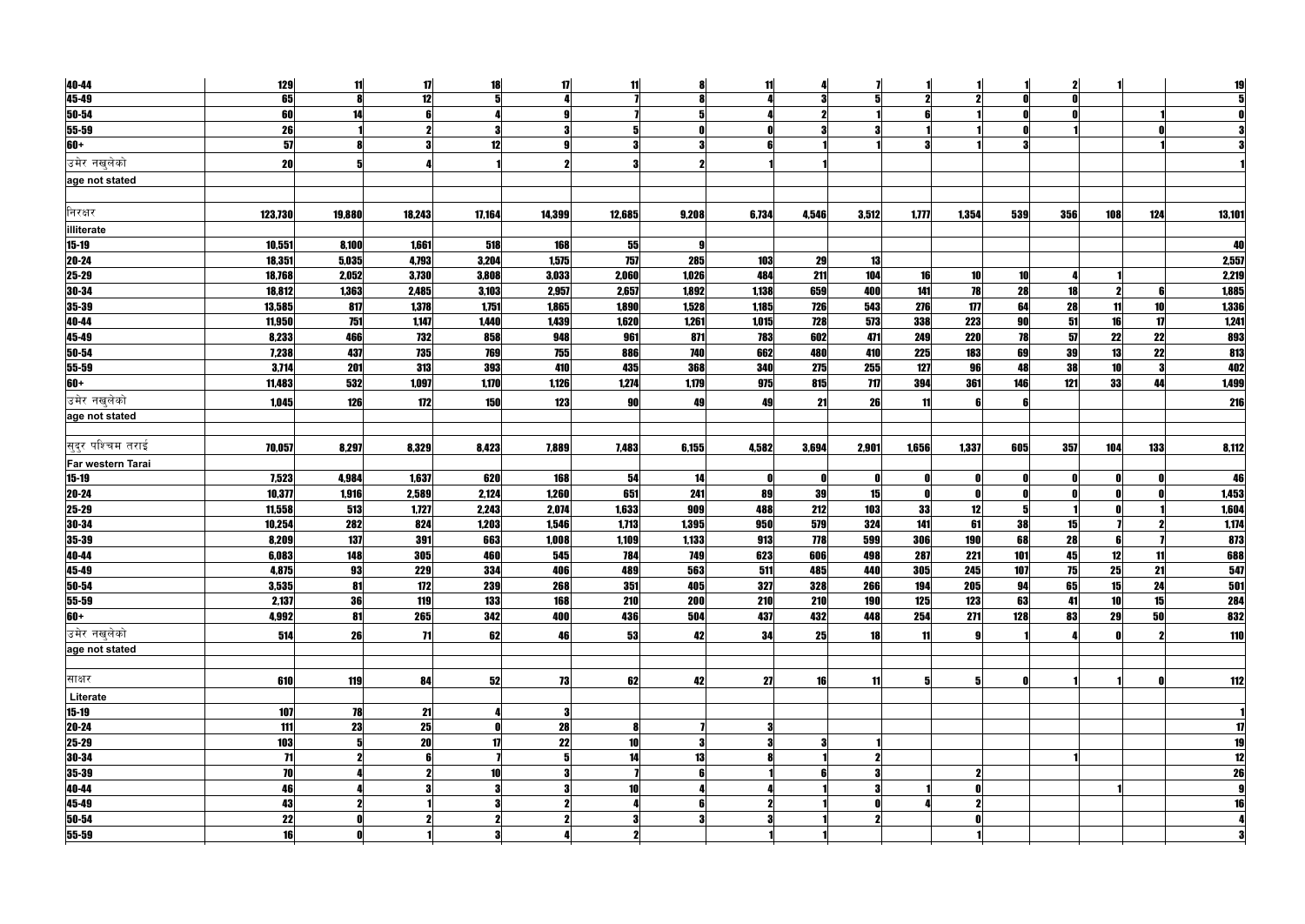| | | | | | | | | | | | | | | | | |
|---|---|---|---|---|---|---|---|---|---|---|---|---|---|---|---|---|
| 40-44 | 129 | 11 | 17 | 18 | 17 | 11 | 8 | 11 | 4 | 7 | 1 | 1 | 1 | 2 | 1 | | 19 |
| 45-49 | 65 | 8 | 12 | 5 | 4 | 7 | 8 | 4 | 3 | 5 | 2 | 2 | 0 | 0 | | | 5 |
| 50-54 | 60 | 14 | 6 | 4 | 9 | 7 | 5 | 4 | 2 | 1 | 6 | 1 | 0 | 0 | | 1 | 0 |
| 55-59 | 26 | 1 | 2 | 3 | 3 | 5 | 0 | 0 | 3 | 3 | 1 | 1 | 0 | 1 | | 0 | 3 |
| 60+ | 57 | 8 | 3 | 12 | 9 | 3 | 3 | 6 | 1 | 1 | 3 | 1 | 3 | | | 1 | 3 |
| उमेर नखुलेको age not stated | 20 | 5 | 4 | 1 | 2 | 3 | 2 | 1 | 1 | | | | | | | | 1 |
| | | | | | | | | | | | | | | | | | |
| निरक्षर illiterate | 123,730 | 19,880 | 18,243 | 17,164 | 14,399 | 12,685 | 9,208 | 6,734 | 4,546 | 3,512 | 1,777 | 1,354 | 539 | 356 | 108 | 124 | 13,101 |
| 15-19 | 10,551 | 8,100 | 1,661 | 518 | 168 | 55 | 9 | | | | | | | | | | 40 |
| 20-24 | 18,351 | 5,035 | 4,793 | 3,204 | 1,575 | 757 | 285 | 103 | 29 | 13 | | | | | | | 2,557 |
| 25-29 | 18,768 | 2,052 | 3,730 | 3,808 | 3,033 | 2,060 | 1,026 | 484 | 211 | 104 | 16 | 10 | 10 | 4 | 1 | | 2,219 |
| 30-34 | 18,812 | 1,363 | 2,485 | 3,103 | 2,957 | 2,657 | 1,892 | 1,138 | 659 | 400 | 141 | 78 | 28 | 18 | 2 | 6 | 1,885 |
| 35-39 | 13,585 | 817 | 1,378 | 1,751 | 1,865 | 1,890 | 1,528 | 1,185 | 726 | 543 | 276 | 177 | 64 | 28 | 11 | 10 | 1,336 |
| 40-44 | 11,950 | 751 | 1,147 | 1,440 | 1,439 | 1,620 | 1,261 | 1,015 | 728 | 573 | 338 | 223 | 90 | 51 | 16 | 17 | 1,241 |
| 45-49 | 8,233 | 466 | 732 | 858 | 948 | 961 | 871 | 783 | 602 | 471 | 249 | 220 | 78 | 57 | 22 | 22 | 893 |
| 50-54 | 7,238 | 437 | 735 | 769 | 755 | 886 | 740 | 662 | 480 | 410 | 225 | 183 | 69 | 39 | 13 | 22 | 813 |
| 55-59 | 3,714 | 201 | 313 | 393 | 410 | 435 | 368 | 340 | 275 | 255 | 127 | 96 | 48 | 38 | 10 | 3 | 402 |
| 60+ | 11,483 | 532 | 1,097 | 1,170 | 1,126 | 1,274 | 1,179 | 975 | 815 | 717 | 394 | 361 | 146 | 121 | 33 | 44 | 1,499 |
| उमेर नखुलेको age not stated | 1,045 | 126 | 172 | 150 | 123 | 90 | 49 | 49 | 21 | 26 | 11 | 6 | 6 | | | | 216 |
| | | | | | | | | | | | | | | | | | |
| सुदुर पश्चिम तराई Far western Tarai | 70,057 | 8,297 | 8,329 | 8,423 | 7,889 | 7,483 | 6,155 | 4,582 | 3,694 | 2,901 | 1,656 | 1,337 | 605 | 357 | 104 | 133 | 8,112 |
| 15-19 | 7,523 | 4,984 | 1,637 | 620 | 168 | 54 | 14 | 0 | 0 | 0 | 0 | 0 | 0 | 0 | 0 | 0 | 46 |
| 20-24 | 10,377 | 1,916 | 2,589 | 2,124 | 1,260 | 651 | 241 | 89 | 39 | 15 | 0 | 0 | 0 | 0 | 0 | 0 | 1,453 |
| 25-29 | 11,558 | 513 | 1,727 | 2,243 | 2,074 | 1,633 | 909 | 488 | 212 | 103 | 33 | 12 | 5 | 1 | 0 | 1 | 1,604 |
| 30-34 | 10,254 | 282 | 824 | 1,203 | 1,546 | 1,713 | 1,395 | 950 | 579 | 324 | 141 | 61 | 38 | 15 | 7 | 2 | 1,174 |
| 35-39 | 8,209 | 137 | 391 | 663 | 1,008 | 1,109 | 1,133 | 913 | 778 | 599 | 306 | 190 | 68 | 28 | 6 | 7 | 873 |
| 40-44 | 6,083 | 148 | 305 | 460 | 545 | 784 | 749 | 623 | 606 | 498 | 287 | 221 | 101 | 45 | 12 | 11 | 688 |
| 45-49 | 4,875 | 93 | 229 | 334 | 406 | 489 | 563 | 511 | 485 | 440 | 305 | 245 | 107 | 75 | 25 | 21 | 547 |
| 50-54 | 3,535 | 81 | 172 | 239 | 268 | 351 | 405 | 327 | 328 | 266 | 194 | 205 | 94 | 65 | 15 | 24 | 501 |
| 55-59 | 2,137 | 36 | 119 | 133 | 168 | 210 | 200 | 210 | 210 | 190 | 125 | 123 | 63 | 41 | 10 | 15 | 284 |
| 60+ | 4,992 | 81 | 265 | 342 | 400 | 436 | 504 | 437 | 432 | 448 | 254 | 271 | 128 | 83 | 29 | 50 | 832 |
| उमेर नखुलेको age not stated | 514 | 26 | 71 | 62 | 46 | 53 | 42 | 34 | 25 | 18 | 11 | 9 | 1 | 4 | 0 | 2 | 110 |
| | | | | | | | | | | | | | | | | | |
| साक्षर Literate | 610 | 119 | 84 | 52 | 73 | 62 | 42 | 27 | 16 | 11 | 5 | 5 | 0 | 1 | 1 | 0 | 112 |
| 15-19 | 107 | 78 | 21 | 4 | 3 | | | | | | | | | | | | 1 |
| 20-24 | 111 | 23 | 25 | 0 | 28 | 8 | 7 | 3 | | | | | | | | | 17 |
| 25-29 | 103 | 5 | 20 | 17 | 22 | 10 | 3 | 3 | 3 | 1 | | | | | | | 19 |
| 30-34 | 71 | 2 | 6 | 7 | 5 | 14 | 13 | 8 | 1 | 2 | | | | 1 | | | 12 |
| 35-39 | 70 | 4 | 2 | 10 | 3 | 7 | 6 | 1 | 6 | 3 | | 2 | | | | | 26 |
| 40-44 | 46 | 4 | 3 | 3 | 3 | 10 | 4 | 4 | 1 | 3 | 1 | 0 | | | 1 | | 9 |
| 45-49 | 43 | 2 | 1 | 3 | 2 | 4 | 6 | 2 | 1 | 0 | 4 | 2 | | | | | 16 |
| 50-54 | 22 | 0 | 2 | 2 | 2 | 3 | 3 | 3 | 1 | 2 | | 0 | | | | | 4 |
| 55-59 | 16 | 0 | 1 | 3 | 4 | 2 | | 1 | 1 | | | 1 | | | | | 3 |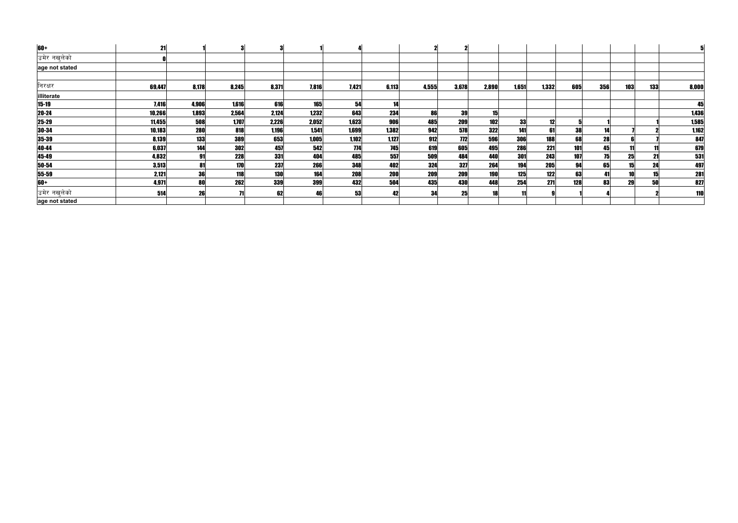| | | | | | | | | | | | | | | | | | |
|---|---|---|---|---|---|---|---|---|---|---|---|---|---|---|---|---|---|
| 60+ | 21 | 1 | 3 | 3 | 1 | 4 | | 2 | 2 | | | | | | | | 5 |
| उमेर नखुलेको | 0 | | | | | | | | | | | | | | | | |
| age not stated | | | | | | | | | | | | | | | | | |
| | | | | | | | | | | | | | | | | | |
| निरक्षर | 69,447 | 8,178 | 8,245 | 8,371 | 7,816 | 7,421 | 6,113 | 4,555 | 3,678 | 2,890 | 1,651 | 1,332 | 605 | 356 | 103 | 133 | 8,000 |
| illiterate | | | | | | | | | | | | | | | | | |
| 15-19 | 7,416 | 4,906 | 1,616 | 616 | 165 | 54 | 14 | | | | | | | | | | 45 |
| 20-24 | 10,266 | 1,893 | 2,564 | 2,124 | 1,232 | 643 | 234 | 86 | 39 | 15 | | | | | | | 1,436 |
| 25-29 | 11,455 | 508 | 1,707 | 2,226 | 2,052 | 1,623 | 906 | 485 | 209 | 102 | 33 | 12 | 5 | 1 | | 1 | 1,585 |
| 30-34 | 10,183 | 280 | 818 | 1,196 | 1,541 | 1,699 | 1,382 | 942 | 578 | 322 | 141 | 61 | 38 | 14 | 7 | 2 | 1,162 |
| 35-39 | 8,139 | 133 | 389 | 653 | 1,005 | 1,102 | 1,127 | 912 | 772 | 596 | 306 | 188 | 68 | 28 | 6 | 7 | 847 |
| 40-44 | 6,037 | 144 | 302 | 457 | 542 | 774 | 745 | 619 | 605 | 495 | 286 | 221 | 101 | 45 | 11 | 11 | 679 |
| 45-49 | 4,832 | 91 | 228 | 331 | 404 | 485 | 557 | 509 | 484 | 440 | 301 | 243 | 107 | 75 | 25 | 21 | 531 |
| 50-54 | 3,513 | 81 | 170 | 237 | 266 | 348 | 402 | 324 | 327 | 264 | 194 | 205 | 94 | 65 | 15 | 24 | 497 |
| 55-59 | 2,121 | 36 | 118 | 130 | 164 | 208 | 200 | 209 | 209 | 190 | 125 | 122 | 63 | 41 | 10 | 15 | 281 |
| 60+ | 4,971 | 80 | 262 | 339 | 399 | 432 | 504 | 435 | 430 | 448 | 254 | 271 | 128 | 83 | 29 | 50 | 827 |
| उमेर नखुलेको | 514 | 26 | 71 | 62 | 46 | 53 | 42 | 34 | 25 | 18 | 11 | 9 | 1 | 4 | | 2 | 110 |
| age not stated | | | | | | | | | | | | | | | | | |